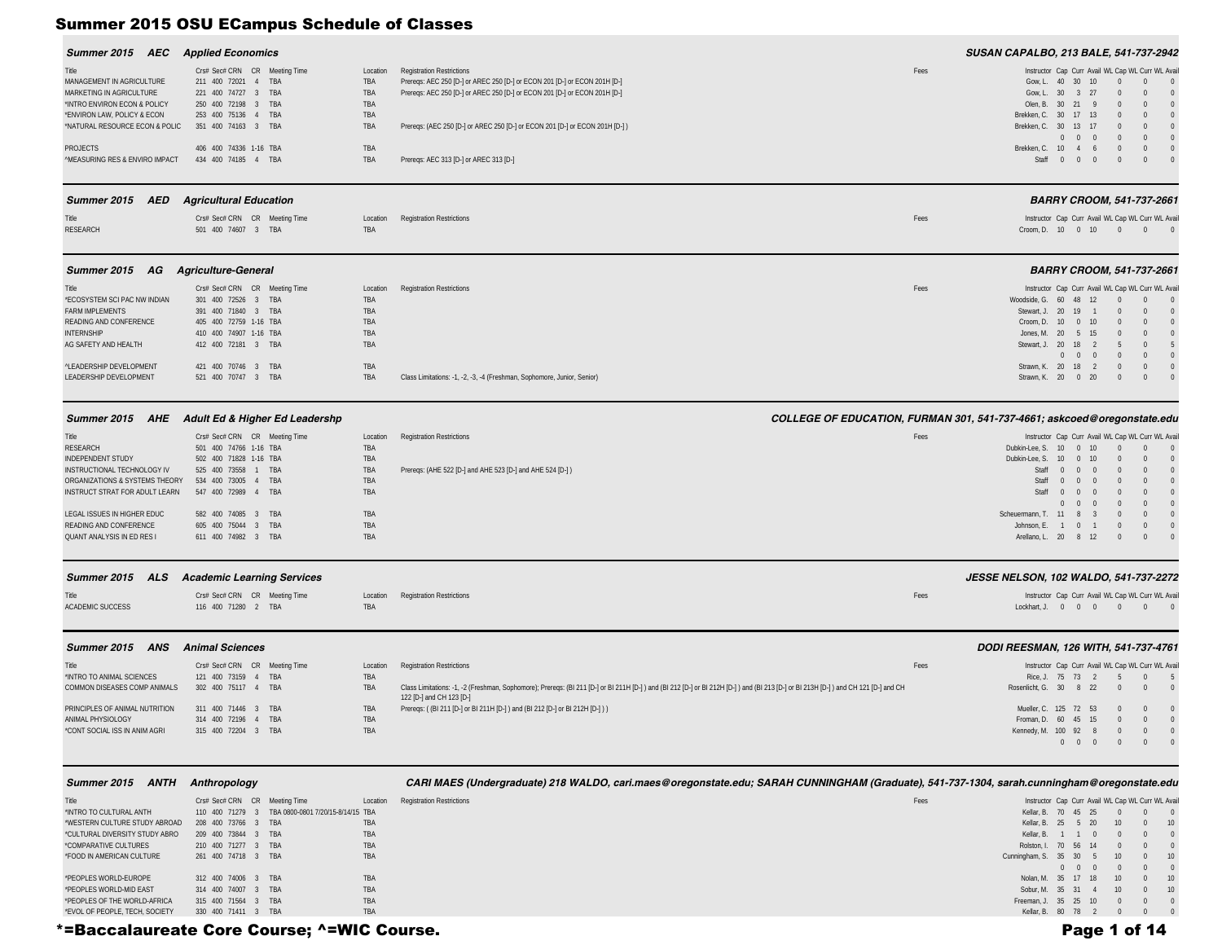# Summer 2015 OSU ECampus Schedule of Classes

## Summer 2015 AEC Applied Economics

**SUSAN CAPALBO, 213 BALE, 541-737-2942**

| Title | Crs# | Sec# | CRN | CR | Meeting Time | Location | Registration Restrictions | Fees | Instructor | Cap | Curr | Avail | WL Cap | WL Curr | WL Avail |
|---|---|---|---|---|---|---|---|---|---|---|---|---|---|---|---|
| MANAGEMENT IN AGRICULTURE | 211 | 400 | 72021 | 4 | TBA | TBA | Prereqs: AEC 250 [D-] or AREC 250 [D-] or ECON 201 [D-] or ECON 201H [D-] | | Gow, L. | 40 | 30 | 10 | 0 | 0 | 0 |
| MARKETING IN AGRICULTURE | 221 | 400 | 74727 | 3 | TBA | TBA | Prereqs: AEC 250 [D-] or AREC 250 [D-] or ECON 201 [D-] or ECON 201H [D-] | | Gow, L. | 30 | 3 | 27 | 0 | 0 | 0 |
| *INTRO ENVIRON ECON & POLICY | 250 | 400 | 72198 | 3 | TBA | TBA | | | Olen, B. | 30 | 21 | 9 | 0 | 0 | 0 |
| *ENVIRON LAW, POLICY & ECON | 253 | 400 | 75136 | 4 | TBA | TBA | | | Brekken, C. | 30 | 17 | 13 | 0 | 0 | 0 |
| *NATURAL RESOURCE ECON & POLIC | 351 | 400 | 74163 | 3 | TBA | TBA | Prereqs: (AEC 250 [D-] or AREC 250 [D-] or ECON 201 [D-] or ECON 201H [D-] ) | | Brekken, C. | 30 | 13 | 17 | 0 | 0 | 0 |
| | | | | | | | | | | 0 | 0 | 0 | 0 | 0 | 0 |
| PROJECTS | 406 | 400 | 74336 | 1-16 | TBA | TBA | | | Brekken, C. | 10 | 4 | 6 | 0 | 0 | 0 |
| ^MEASURING RES & ENVIRO IMPACT | 434 | 400 | 74185 | 4 | TBA | TBA | Prereqs: AEC 313 [D-] or AREC 313 [D-] | | Staff | 0 | 0 | 0 | 0 | 0 | 0 |

## Summer 2015 AED Agricultural Education

**BARRY CROOM, 541-737-2661**

| Title | Crs# | Sec# | CRN | CR | Meeting Time | Location | Registration Restrictions | Fees | Instructor | Cap | Curr | Avail | WL Cap | WL Curr | WL Avail |
|---|---|---|---|---|---|---|---|---|---|---|---|---|---|---|---|
| RESEARCH | 501 | 400 | 74607 | 3 | TBA | TBA | | | Croom, D. | 10 | 0 | 10 | 0 | 0 | 0 |

## Summer 2015 AG Agriculture-General

**BARRY CROOM, 541-737-2661**

| Title | Crs# | Sec# | CRN | CR | Meeting Time | Location | Registration Restrictions | Fees | Instructor | Cap | Curr | Avail | WL Cap | WL Curr | WL Avail |
|---|---|---|---|---|---|---|---|---|---|---|---|---|---|---|---|
| *ECOSYSTEM SCI PAC NW INDIAN | 301 | 400 | 72526 | 3 | TBA | TBA | | | Woodside, G. | 60 | 48 | 12 | 0 | 0 | 0 |
| FARM IMPLEMENTS | 391 | 400 | 71840 | 3 | TBA | TBA | | | Stewart, J. | 20 | 19 | 1 | 0 | 0 | 0 |
| READING AND CONFERENCE | 405 | 400 | 72759 | 1-16 | TBA | TBA | | | Croom, D. | 10 | 0 | 10 | 0 | 0 | 0 |
| INTERNSHIP | 410 | 400 | 74907 | 1-16 | TBA | TBA | | | Jones, M. | 20 | 5 | 15 | 0 | 0 | 0 |
| AG SAFETY AND HEALTH | 412 | 400 | 72181 | 3 | TBA | TBA | | | Stewart, J. | 20 | 18 | 2 | 5 | 0 | 5 |
| | | | | | | | | | | 0 | 0 | 0 | 0 | 0 | 0 |
| ^LEADERSHIP DEVELOPMENT | 421 | 400 | 70746 | 3 | TBA | TBA | | | Strawn, K. | 20 | 18 | 2 | 0 | 0 | 0 |
| LEADERSHIP DEVELOPMENT | 521 | 400 | 70747 | 3 | TBA | TBA | Class Limitations: -1, -2, -3, -4 (Freshman, Sophomore, Junior, Senior) | | Strawn, K. | 20 | 0 | 20 | 0 | 0 | 0 |

## Summer 2015 AHE Adult Ed & Higher Ed Leadershp

**COLLEGE OF EDUCATION, FURMAN 301, 541-737-4661; askcoed@oregonstate.edu**

| Title | Crs# | Sec# | CRN | CR | Meeting Time | Location | Registration Restrictions | Fees | Instructor | Cap | Curr | Avail | WL Cap | WL Curr | WL Avail |
|---|---|---|---|---|---|---|---|---|---|---|---|---|---|---|---|
| RESEARCH | 501 | 400 | 74766 | 1-16 | TBA | TBA | | | Dubkin-Lee, S. | 10 | 0 | 10 | 0 | 0 | 0 |
| INDEPENDENT STUDY | 502 | 400 | 71828 | 1-16 | TBA | TBA | | | Dubkin-Lee, S. | 10 | 0 | 10 | 0 | 0 | 0 |
| INSTRUCTIONAL TECHNOLOGY IV | 525 | 400 | 73558 | 1 | TBA | TBA | Prereqs: (AHE 522 [D-] and AHE 523 [D-] and AHE 524 [D-] ) | | Staff | 0 | 0 | 0 | 0 | 0 | 0 |
| ORGANIZATIONS & SYSTEMS THEORY | 534 | 400 | 73005 | 4 | TBA | TBA | | | Staff | 0 | 0 | 0 | 0 | 0 | 0 |
| INSTRUCT STRAT FOR ADULT LEARN | 547 | 400 | 72989 | 4 | TBA | TBA | | | Staff | 0 | 0 | 0 | 0 | 0 | 0 |
| | | | | | | | | | | 0 | 0 | 0 | 0 | 0 | 0 |
| LEGAL ISSUES IN HIGHER EDUC | 582 | 400 | 74085 | 3 | TBA | TBA | | | Scheuermann, T. | 11 | 8 | 3 | 0 | 0 | 0 |
| READING AND CONFERENCE | 605 | 400 | 75044 | 3 | TBA | TBA | | | Johnson, E. | 1 | 0 | 1 | 0 | 0 | 0 |
| QUANT ANALYSIS IN ED RES I | 611 | 400 | 74982 | 3 | TBA | TBA | | | Arellano, L. | 20 | 8 | 12 | 0 | 0 | 0 |

## Summer 2015 ALS Academic Learning Services

**JESSE NELSON, 102 WALDO, 541-737-2272**

| Title | Crs# | Sec# | CRN | CR | Meeting Time | Location | Registration Restrictions | Fees | Instructor | Cap | Curr | Avail | WL Cap | WL Curr | WL Avail |
|---|---|---|---|---|---|---|---|---|---|---|---|---|---|---|---|
| ACADEMIC SUCCESS | 116 | 400 | 71280 | 2 | TBA | TBA | | | Lockhart, J. | 0 | 0 | 0 | 0 | 0 | 0 |

## Summer 2015 ANS Animal Sciences

**DODI REESMAN, 126 WITH, 541-737-4761**

| Title | Crs# | Sec# | CRN | CR | Meeting Time | Location | Registration Restrictions | Fees | Instructor | Cap | Curr | Avail | WL Cap | WL Curr | WL Avail |
|---|---|---|---|---|---|---|---|---|---|---|---|---|---|---|---|
| *INTRO TO ANIMAL SCIENCES | 121 | 400 | 73159 | 4 | TBA | TBA | | | Rice, J. | 75 | 73 | 2 | 5 | 0 | 5 |
| COMMON DISEASES COMP ANIMALS | 302 | 400 | 75117 | 4 | TBA | TBA | Class Limitations: -1, -2 (Freshman, Sophomore); Prereqs: (BI 211 [D-] or BI 211H [D-] ) and (BI 212 [D-] or BI 212H [D-] ) and (BI 213 [D-] or BI 213H [D-] ) and CH 121 [D-] and CH 122 [D-] and CH 123 [D-] | | Rosenlicht, G. | 30 | 8 | 22 | 0 | 0 | 0 |
| PRINCIPLES OF ANIMAL NUTRITION | 311 | 400 | 71446 | 3 | TBA | TBA | Prereqs: ( (BI 211 [D-] or BI 211H [D-] ) and (BI 212 [D-] or BI 212H [D-] ) ) | | Mueller, C. | 125 | 72 | 53 | 0 | 0 | 0 |
| ANIMAL PHYSIOLOGY | 314 | 400 | 72196 | 4 | TBA | TBA | | | Froman, D. | 60 | 45 | 15 | 0 | 0 | 0 |
| *CONT SOCIAL ISS IN ANIM AGRI | 315 | 400 | 72204 | 3 | TBA | TBA | | | Kennedy, M. | 100 | 92 | 8 | 0 | 0 | 0 |
| | | | | | | | | | | 0 | 0 | 0 | 0 | 0 | 0 |

## Summer 2015 ANTH Anthropology

**CARI MAES (Undergraduate) 218 WALDO, cari.maes@oregonstate.edu; SARAH CUNNINGHAM (Graduate), 541-737-1304, sarah.cunningham@oregonstate.edu**

| Title | Crs# | Sec# | CRN | CR | Meeting Time | Location | Registration Restrictions | Fees | Instructor | Cap | Curr | Avail | WL Cap | WL Curr | WL Avail |
|---|---|---|---|---|---|---|---|---|---|---|---|---|---|---|---|
| *INTRO TO CULTURAL ANTH | 110 | 400 | 71279 | 3 | TBA 0800-0801 7/20/15-8/14/15 | TBA | | | Kellar, B. | 70 | 45 | 25 | 0 | 0 | 0 |
| *WESTERN CULTURE STUDY ABROAD | 208 | 400 | 73766 | 3 | TBA | TBA | | | Kellar, B. | 25 | 5 | 20 | 10 | 0 | 10 |
| *CULTURAL DIVERSITY STUDY ABRO | 209 | 400 | 73844 | 3 | TBA | TBA | | | Kellar, B. | 1 | 1 | 0 | 0 | 0 | 0 |
| *COMPARATIVE CULTURES | 210 | 400 | 71277 | 3 | TBA | TBA | | | Rolston, I. | 70 | 56 | 14 | 0 | 0 | 0 |
| *FOOD IN AMERICAN CULTURE | 261 | 400 | 74718 | 3 | TBA | TBA | | | Cunningham, S. | 35 | 30 | 5 | 10 | 0 | 10 |
| | | | | | | | | | | 0 | 0 | 0 | 0 | 0 | 0 |
| *PEOPLES WORLD-EUROPE | 312 | 400 | 74006 | 3 | TBA | TBA | | | Nolan, M. | 35 | 17 | 18 | 10 | 0 | 10 |
| *PEOPLES WORLD-MID EAST | 314 | 400 | 74007 | 3 | TBA | TBA | | | Sobur, M. | 35 | 31 | 4 | 10 | 0 | 10 |
| *PEOPLES OF THE WORLD-AFRICA | 315 | 400 | 71564 | 3 | TBA | TBA | | | Freeman, J. | 35 | 25 | 10 | 0 | 0 | 0 |
| *EVOL OF PEOPLE, TECH, SOCIETY | 330 | 400 | 71411 | 3 | TBA | TBA | | | Kellar, B. | 80 | 78 | 2 | 0 | 0 | 0 |

*=Baccalaureate Core Course; ^=WIC Course.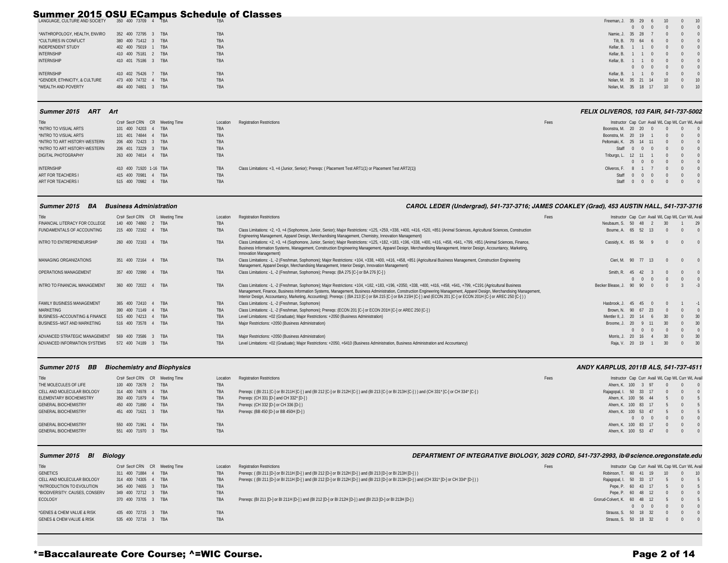# Summer 2015 OSU ECampus Schedule of Classes

| Title | Crs# | Sec# | CRN | CR | Meeting Time | Location | Registration Restrictions | Fees | Instructor | Cap | Curr | Avail | WL Cap | WL Curr | WL Avail |
|---|---|---|---|---|---|---|---|---|---|---|---|---|---|---|---|
| LANGUAGE, CULTURE AND SOCIETY | 350 | 400 | 73709 | 4 | TBA | TBA | | | Freeman, J. | 35 | 29 | 6 | 10 | 0 | 10 |
| | | | | | | | | | | 0 | 0 | 0 | 0 | 0 | 0 |
| *ANTHROPOLOGY, HEALTH, ENVIRO | 352 | 400 | 72795 | 3 | TBA | TBA | | | Namie, J. | 35 | 28 | 7 | 0 | 0 | 0 |
| *CULTURES IN CONFLICT | 380 | 400 | 71412 | 3 | TBA | TBA | | | Tilt, B. | 70 | 64 | 6 | 0 | 0 | 0 |
| INDEPENDENT STUDY | 402 | 400 | 75019 | 1 | TBA | TBA | | | Kellar, B. | 1 | 1 | 0 | 0 | 0 | 0 |
| INTERNSHIP | 410 | 400 | 75181 | 2 | TBA | TBA | | | Kellar, B. | 1 | 1 | 0 | 0 | 0 | 0 |
| INTERNSHIP | 410 | 401 | 75186 | 3 | TBA | TBA | | | Kellar, B. | 1 | 1 | 0 | 0 | 0 | 0 |
| | | | | | | | | | | 0 | 0 | 0 | 0 | 0 | 0 |
| INTERNSHIP | 410 | 402 | 75426 | 7 | TBA | TBA | | | Kellar, B. | 1 | 1 | 0 | 0 | 0 | 0 |
| *GENDER, ETHNICITY, & CULTURE | 473 | 400 | 74732 | 4 | TBA | TBA | | | Nolan, M. | 35 | 21 | 14 | 10 | 0 | 10 |
| *WEALTH AND POVERTY | 484 | 400 | 74801 | 3 | TBA | TBA | | | Nolan, M. | 35 | 18 | 17 | 10 | 0 | 10 |

## Summer 2015 ART Art

**FELIX OLIVEROS, 103 FAIR, 541-737-5002**

| Title | Crs# | Sec# | CRN | CR | Meeting Time | Location | Registration Restrictions | Fees | Instructor | Cap | Curr | Avail | WL Cap | WL Curr | WL Avail |
|---|---|---|---|---|---|---|---|---|---|---|---|---|---|---|---|
| *INTRO TO VISUAL ARTS | 101 | 400 | 74203 | 4 | TBA | TBA | | | Boonstra, M. | 20 | 20 | 0 | 0 | 0 | 0 |
| *INTRO TO VISUAL ARTS | 101 | 401 | 74844 | 4 | TBA | TBA | | | Boonstra, M. | 20 | 19 | 1 | 0 | 0 | 0 |
| *INTRO TO ART HISTORY-WESTERN | 206 | 400 | 72423 | 3 | TBA | TBA | | | Peltomaki, K. | 25 | 14 | 11 | 0 | 0 | 0 |
| *INTRO TO ART HISTORY-WESTERN | 206 | 401 | 73229 | 3 | TBA | TBA | | | Staff | 0 | 0 | 0 | 0 | 0 | 0 |
| DIGITAL PHOTOGRAPHY | 263 | 400 | 74814 | 4 | TBA | TBA | | | Triburgo, L. | 12 | 11 | 1 | 0 | 0 | 0 |
| | | | | | | | | | | 0 | 0 | 0 | 0 | 0 | 0 |
| INTERNSHIP | 410 | 400 | 71920 | 1-16 | TBA | TBA | Class Limitations: +3, +4 (Junior, Senior); Prereqs: ( Placement Test ART1(1) or Placement Test ART2(1)) | | Oliveros, F. | 8 | 1 | 7 | 0 | 0 | 0 |
| ART FOR TEACHERS I | 415 | 400 | 70981 | 4 | TBA | TBA | | | Staff | 0 | 0 | 0 | 0 | 0 | 0 |
| ART FOR TEACHERS I | 515 | 400 | 70982 | 4 | TBA | TBA | | | Staff | 0 | 0 | 0 | 0 | 0 | 0 |

## Summer 2015 BA Business Administration

**CAROL LEDER (Undergrad), 541-737-3716; JAMES COAKLEY (Grad), 453 AUSTIN HALL, 541-737-3716**

| Title | Crs# | Sec# | CRN | CR | Meeting Time | Location | Registration Restrictions | Fees | Instructor | Cap | Curr | Avail | WL Cap | WL Curr | WL Avail |
|---|---|---|---|---|---|---|---|---|---|---|---|---|---|---|---|
| FINANCIAL LITERACY FOR COLLEGE | 140 | 400 | 74860 | 2 | TBA | TBA | | | Neubaum, S. | 50 | 48 | 2 | 30 | 1 | 29 |
| FUNDAMENTALS OF ACCOUNTING | 215 | 400 | 72162 | 4 | TBA | TBA | Class Limitations: +2, +3, +4 (Sophomore, Junior, Senior); Major Restrictions: +125, +259, +338, +400, +416, +520, +851 (Animal Sciences, Agricultural Sciences, Construction Engineering Management, Apparel Design, Merchandising Management, Chemistry, Innovation Management) | | Bourne, A. | 65 | 52 | 13 | 0 | 0 | 0 |
| INTRO TO ENTREPRENEURSHIP | 260 | 400 | 72163 | 4 | TBA | TBA | Class Limitations: +2, +3, +4 (Sophomore, Junior, Senior); Major Restrictions: +125, +182, +183, +196, +338, +400, +416, +458, +641, +799, +851 (Animal Sciences, Finance, Business Information Systems, Management, Construction Engineering Management, Apparel Design, Merchandising Management, Interior Design, Accountancy, Marketing, Innovation Management) | | Cassidy, K. | 65 | 56 | 9 | 0 | 0 | 0 |
| MANAGING ORGANIZATIONS | 351 | 400 | 72164 | 4 | TBA | TBA | Class Limitations: -1, -2 (Freshman, Sophomore); Major Restrictions: +104, +338, +400, +416, +458, +851 (Agricultural Business Management, Construction Engineering Management, Apparel Design, Merchandising Management, Interior Design, Innovation Management) | | Cieri, M. | 90 | 77 | 13 | 0 | 0 | 0 |
| OPERATIONS MANAGEMENT | 357 | 400 | 72990 | 4 | TBA | TBA | Class Limitations: -1, -2 (Freshman, Sophomore); Prereqs: (BA 275 [C-] or BA 276 [C-] ) | | Smith, R. | 45 | 42 | 3 | 0 | 0 | 0 |
| | | | | | | | | | | 0 | 0 | 0 | 0 | 0 | 0 |
| INTRO TO FINANCIAL MANAGEMENT | 360 | 400 | 72022 | 4 | TBA | TBA | Class Limitations: -1, -2 (Freshman, Sophomore); Major Restrictions: +104, +182, +183, +196, +2050, +338, +400, +416, +458, +641, +799, +C191 (Agricultural Business Management, Finance, Business Information Systems, Management, Business Administration, Construction Engineering Management, Apparel Design, Merchandising Management, Interior Design, Accountancy, Marketing, Accounting); Prereqs: ( (BA 213 [C-] or BA 215 [C-] or BA 215H [C-] ) and (ECON 201 [C-] or ECON 201H [C-] or AREC 250 [C-] ) ) | | Becker Blease, J. | 90 | 90 | 0 | 0 | 3 | -3 |
| FAMILY BUSINESS MANAGEMENT | 365 | 400 | 72410 | 4 | TBA | TBA | Class Limitations: -1, -2 (Freshman, Sophomore) | | Hasbrook, J. | 45 | 45 | 0 | 0 | 1 | -1 |
| MARKETING | 390 | 400 | 71149 | 4 | TBA | TBA | Class Limitations: -1, -2 (Freshman, Sophomore); Prereqs: (ECON 201 [C-] or ECON 201H [C-] or AREC 250 [C-] ) | | Brown, N. | 90 | 67 | 23 | 0 | 0 | 0 |
| BUSINESS--ACCOUNTING & FINANCE | 515 | 400 | 74213 | 4 | TBA | TBA | Level Limitations: +02 (Graduate); Major Restrictions: +2050 (Business Administration) | | Mentler II, J. | 20 | 14 | 6 | 30 | 0 | 30 |
| BUSINESS--MGT AND MARKETING | 516 | 400 | 73578 | 4 | TBA | TBA | Major Restrictions: +2050 (Business Administration) | | Broome, J. | 20 | 9 | 11 | 30 | 0 | 30 |
| | | | | | | | | | | 0 | 0 | 0 | 0 | 0 | 0 |
| ADVANCED STRATEGIC MANAGEMENT | 569 | 400 | 73586 | 3 | TBA | TBA | Major Restrictions: +2050 (Business Administration) | | Morris, J. | 20 | 16 | 4 | 30 | 0 | 30 |
| ADVANCED INFORMATION SYSTEMS | 572 | 400 | 74189 | 3 | TBA | TBA | Level Limitations: +02 (Graduate); Major Restrictions: +2050, +6410 (Business Administration, Business Administration and Accountancy) | | Raja, V. | 20 | 19 | 1 | 30 | 0 | 30 |

## Summer 2015 BB Biochemistry and Biophysics

**ANDY KARPLUS, 2011B ALS, 541-737-4511**

| Title | Crs# | Sec# | CRN | CR | Meeting Time | Location | Registration Restrictions | Fees | Instructor | Cap | Curr | Avail | WL Cap | WL Curr | WL Avail |
|---|---|---|---|---|---|---|---|---|---|---|---|---|---|---|---|
| THE MOLECULES OF LIFE | 100 | 400 | 72678 | 2 | TBA | TBA | | | Ahern, K. | 100 | 3 | 97 | 0 | 0 | 0 |
| CELL AND MOLECULAR BIOLOGY | 314 | 400 | 74978 | 4 | TBA | TBA | Prereqs: ( (BI 211 [C-] or BI 211H [C-] ) and (BI 212 [C-] or BI 212H [C-] ) and (BI 213 [C-] or BI 213H [C-] ) ) and (CH 331* [C-] or CH 334* [C-] ) | | Rajagopal, I. | 50 | 33 | 17 | 0 | 0 | 0 |
| ELEMENTARY BIOCHEMISTRY | 350 | 400 | 71879 | 4 | TBA | TBA | Prereqs: (CH 331 [D-] and CH 332* [D-] ) | | Ahern, K. | 100 | 56 | 44 | 5 | 0 | 5 |
| GENERAL BIOCHEMISTRY | 450 | 400 | 71890 | 4 | TBA | TBA | Prereqs: (CH 332 [D-] or CH 336 [D-] ) | | Ahern, K. | 100 | 83 | 17 | 5 | 0 | 5 |
| GENERAL BIOCHEMISTRY | 451 | 400 | 71621 | 3 | TBA | TBA | Prereqs: (BB 450 [D-] or BB 450H [D-] ) | | Ahern, K. | 100 | 53 | 47 | 5 | 0 | 5 |
| | | | | | | | | | | 0 | 0 | 0 | 0 | 0 | 0 |
| GENERAL BIOCHEMISTRY | 550 | 400 | 71961 | 4 | TBA | TBA | | | Ahern, K. | 100 | 83 | 17 | 0 | 0 | 0 |
| GENERAL BIOCHEMISTRY | 551 | 400 | 71970 | 3 | TBA | TBA | | | Ahern, K. | 100 | 53 | 47 | 0 | 0 | 0 |

## Summer 2015 BI Biology

**DEPARTMENT OF INTEGRATIVE BIOLOGY, 3029 CORD, 541-737-2993, ib@science.oregonstate.edu**

| Title | Crs# | Sec# | CRN | CR | Meeting Time | Location | Registration Restrictions | Fees | Instructor | Cap | Curr | Avail | WL Cap | WL Curr | WL Avail |
|---|---|---|---|---|---|---|---|---|---|---|---|---|---|---|---|
| GENETICS | 311 | 400 | 71884 | 4 | TBA | TBA | Prereqs: ( (BI 211 [D-] or BI 211H [D-] ) and (BI 212 [D-] or BI 212H [D-] ) and (BI 213 [D-] or BI 213H [D-] ) ) | | Robinson, T. | 60 | 41 | 19 | 10 | 0 | 10 |
| CELL AND MOLECULAR BIOLOGY | 314 | 400 | 74305 | 4 | TBA | TBA | Prereqs: ( (BI 211 [D-] or BI 211H [D-] ) and (BI 212 [D-] or BI 212H [D-] ) and (BI 213 [D-] or BI 213H [D-] ) and (CH 331* [D-] or CH 334* [D-] ) ) | | Rajagopal, I. | 50 | 33 | 17 | 5 | 0 | 5 |
| *INTRODUCTION TO EVOLUTION | 345 | 400 | 74655 | 3 | TBA | TBA | | | Pepe, P. | 60 | 43 | 17 | 5 | 0 | 5 |
| *BIODIVERSITY: CAUSES, CONSERV | 349 | 400 | 72712 | 3 | TBA | TBA | | | Pepe, P. | 60 | 48 | 12 | 0 | 0 | 0 |
| ECOLOGY | 370 | 400 | 73705 | 3 | TBA | TBA | Prereqs: (BI 211 [D-] or BI 211H [D-] ) and (BI 212 [D-] or BI 212H [D-] ) and (BI 213 [D-] or BI 213H [D-] ) | | Grorud-Colvert, K. | 60 | 48 | 12 | 5 | 0 | 5 |
| | | | | | | | | | | 0 | 0 | 0 | 0 | 0 | 0 |
| *GENES & CHEM VALUE & RISK | 435 | 400 | 72715 | 3 | TBA | TBA | | | Strauss, S. | 50 | 18 | 32 | 0 | 0 | 0 |
| GENES & CHEM VALUE & RISK | 535 | 400 | 72716 | 3 | TBA | TBA | | | Strauss, S. | 50 | 18 | 32 | 0 | 0 | 0 |

**\*=Baccalaureate Core Course; ^=WIC Course.**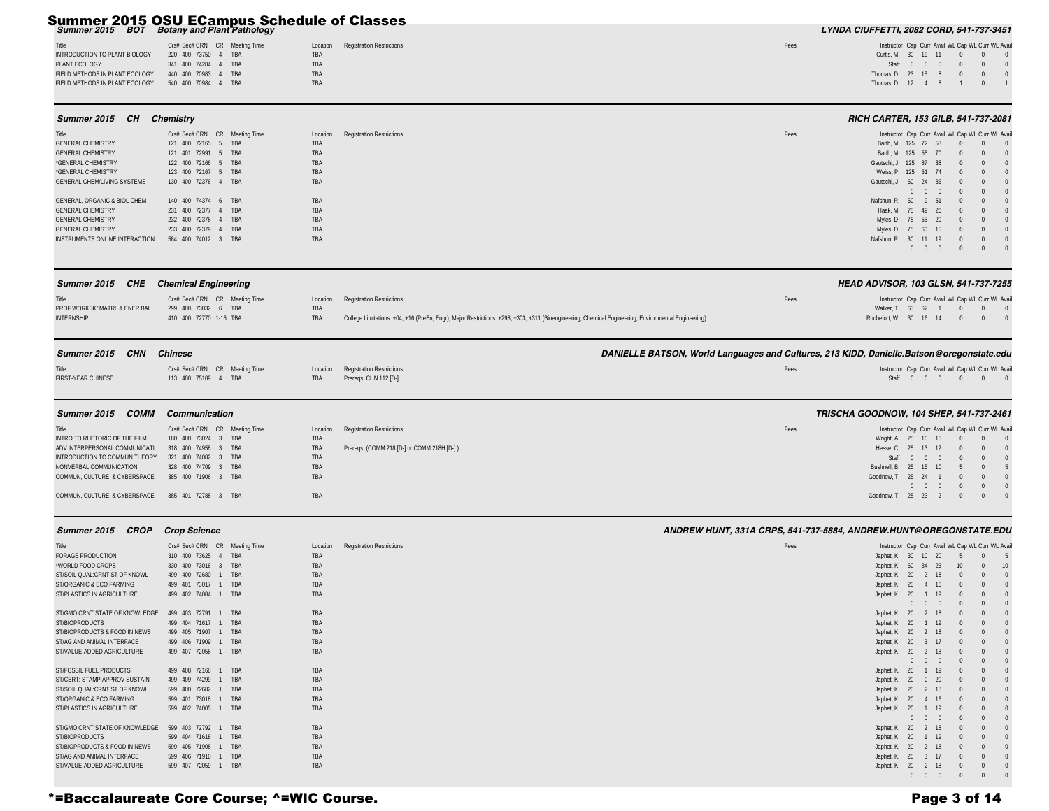# Summer 2015 OSU ECampus Schedule of Classes

## Summer 2015 BOT Botany and Plant Pathology

LYNDA CIUFFETTI, 2082 CORD, 541-737-3451

| Title | Crs# | Sec# | CRN | CR | Meeting Time | Location | Registration Restrictions | Fees | Instructor | Cap | Curr | Avail | WL Cap | WL Curr | WL Avail |
|---|---|---|---|---|---|---|---|---|---|---|---|---|---|---|---|
| INTRODUCTION TO PLANT BIOLOGY | 220 | 400 | 73750 | 4 | TBA | TBA | | | Curtis, M. | 30 | 19 | 11 | 0 | 0 | 0 |
| PLANT ECOLOGY | 341 | 400 | 74284 | 4 | TBA | TBA | | | Staff | 0 | 0 | 0 | 0 | 0 | 0 |
| FIELD METHODS IN PLANT ECOLOGY | 440 | 400 | 70983 | 4 | TBA | TBA | | | Thomas, D. | 23 | 15 | 8 | 0 | 0 | 0 |
| FIELD METHODS IN PLANT ECOLOGY | 540 | 400 | 70984 | 4 | TBA | TBA | | | Thomas, D. | 12 | 4 | 8 | 1 | 0 | 1 |

## Summer 2015 CH Chemistry

RICH CARTER, 153 GILB, 541-737-2081

| Title | Crs# | Sec# | CRN | CR | Meeting Time | Location | Registration Restrictions | Fees | Instructor | Cap | Curr | Avail | WL Cap | WL Curr | WL Avail |
|---|---|---|---|---|---|---|---|---|---|---|---|---|---|---|---|
| GENERAL CHEMISTRY | 121 | 400 | 72165 | 5 | TBA | TBA | | | Barth, M. | 125 | 72 | 53 | 0 | 0 | 0 |
| GENERAL CHEMISTRY | 121 | 401 | 72991 | 5 | TBA | TBA | | | Barth, M. | 125 | 55 | 70 | 0 | 0 | 0 |
| *GENERAL CHEMISTRY | 122 | 400 | 72166 | 5 | TBA | TBA | | | Gautschi, J. | 125 | 87 | 38 | 0 | 0 | 0 |
| *GENERAL CHEMISTRY | 123 | 400 | 72167 | 5 | TBA | TBA | | | Weiss, P. | 125 | 51 | 74 | 0 | 0 | 0 |
| GENERAL CHEM/LIVING SYSTEMS | 130 | 400 | 72376 | 4 | TBA | TBA | | | Gautschi, J. | 60 | 24 | 36 | 0 | 0 | 0 |
| | | | | | | | | | | 0 | 0 | 0 | 0 | 0 | 0 |
| GENERAL, ORGANIC & BIOL CHEM | 140 | 400 | 74374 | 6 | TBA | TBA | | | Nafshun, R. | 60 | 9 | 51 | 0 | 0 | 0 |
| GENERAL CHEMISTRY | 231 | 400 | 72377 | 4 | TBA | TBA | | | Haak, M. | 75 | 49 | 26 | 0 | 0 | 0 |
| GENERAL CHEMISTRY | 232 | 400 | 72378 | 4 | TBA | TBA | | | Myles, D. | 75 | 55 | 20 | 0 | 0 | 0 |
| GENERAL CHEMISTRY | 233 | 400 | 72379 | 4 | TBA | TBA | | | Myles, D. | 75 | 60 | 15 | 0 | 0 | 0 |
| INSTRUMENTS ONLINE INTERACTION | 584 | 400 | 74012 | 3 | TBA | TBA | | | Nafshun, R. | 30 | 11 | 19 | 0 | 0 | 0 |
| | | | | | | | | | | 0 | 0 | 0 | 0 | 0 | 0 |

## Summer 2015 CHE Chemical Engineering

HEAD ADVISOR, 103 GLSN, 541-737-7255

| Title | Crs# | Sec# | CRN | CR | Meeting Time | Location | Registration Restrictions | Fees | Instructor | Cap | Curr | Avail | WL Cap | WL Curr | WL Avail |
|---|---|---|---|---|---|---|---|---|---|---|---|---|---|---|---|
| PROF WORKSK/ MATRL & ENER BAL | 299 | 400 | 73032 | 6 | TBA | TBA | | | Walker, T. | 63 | 62 | 1 | 0 | 0 | 0 |
| INTERNSHIP | 410 | 400 | 72770 | 1-16 | TBA | TBA | College Limitations: +04, +16 (PreEn, Engr); Major Restrictions: +298, +303, +311 (Bioengineering, Chemical Engineering, Environmental Engineering) | | Rochefort, W. | 30 | 16 | 14 | 0 | 0 | 0 |

## Summer 2015 CHN Chinese

DANIELLE BATSON, World Languages and Cultures, 213 KIDD, Danielle.Batson@oregonstate.edu

| Title | Crs# | Sec# | CRN | CR | Meeting Time | Location | Registration Restrictions | Fees | Instructor | Cap | Curr | Avail | WL Cap | WL Curr | WL Avail |
|---|---|---|---|---|---|---|---|---|---|---|---|---|---|---|---|
| FIRST-YEAR CHINESE | 113 | 400 | 75109 | 4 | TBA | TBA | Prereqs: CHN 112 [D-] | | Staff | 0 | 0 | 0 | 0 | 0 | 0 |

## Summer 2015 COMM Communication

TRISCHA GOODNOW, 104 SHEP, 541-737-2461

| Title | Crs# | Sec# | CRN | CR | Meeting Time | Location | Registration Restrictions | Fees | Instructor | Cap | Curr | Avail | WL Cap | WL Curr | WL Avail |
|---|---|---|---|---|---|---|---|---|---|---|---|---|---|---|---|
| INTRO TO RHETORIC OF THE FILM | 180 | 400 | 73024 | 3 | TBA | TBA | | | Wright, A. | 25 | 10 | 15 | 0 | 0 | 0 |
| ADV INTERPERSONAL COMMUNICATI | 318 | 400 | 74958 | 3 | TBA | TBA | Prereqs: (COMM 218 [D-] or COMM 218H [D-] ) | | Hesse, C. | 25 | 13 | 12 | 0 | 0 | 0 |
| INTRODUCTION TO COMMUN THEORY | 321 | 400 | 74082 | 3 | TBA | TBA | | | Staff | 0 | 0 | 0 | 0 | 0 | 0 |
| NONVERBAL COMMUNICATION | 328 | 400 | 74709 | 3 | TBA | TBA | | | Bushnell, B. | 25 | 15 | 10 | 5 | 0 | 5 |
| COMMUN, CULTURE, & CYBERSPACE | 385 | 400 | 71906 | 3 | TBA | TBA | | | Goodnow, T. | 25 | 24 | 1 | 0 | 0 | 0 |
| | | | | | | | | | | 0 | 0 | 0 | 0 | 0 | 0 |
| COMMUN, CULTURE, & CYBERSPACE | 385 | 401 | 72788 | 3 | TBA | TBA | | | Goodnow, T. | 25 | 23 | 2 | 0 | 0 | 0 |

## Summer 2015 CROP Crop Science

ANDREW HUNT, 331A CRPS, 541-737-5884, ANDREW.HUNT@OREGONSTATE.EDU

| Title | Crs# | Sec# | CRN | CR | Meeting Time | Location | Registration Restrictions | Fees | Instructor | Cap | Curr | Avail | WL Cap | WL Curr | WL Avail |
|---|---|---|---|---|---|---|---|---|---|---|---|---|---|---|---|
| FORAGE PRODUCTION | 310 | 400 | 73625 | 4 | TBA | TBA | | | Japhet, K. | 30 | 10 | 20 | 5 | 0 | 5 |
| *WORLD FOOD CROPS | 330 | 400 | 73016 | 3 | TBA | TBA | | | Japhet, K. | 60 | 34 | 26 | 10 | 0 | 10 |
| ST/SOIL QUAL:CRNT ST OF KNOWL | 499 | 400 | 72680 | 1 | TBA | TBA | | | Japhet, K. | 20 | 2 | 18 | 0 | 0 | 0 |
| ST/ORGANIC & ECO FARMING | 499 | 401 | 73017 | 1 | TBA | TBA | | | Japhet, K. | 20 | 4 | 16 | 0 | 0 | 0 |
| ST/PLASTICS IN AGRICULTURE | 499 | 402 | 74004 | 1 | TBA | TBA | | | Japhet, K. | 20 | 1 | 19 | 0 | 0 | 0 |
| | | | | | | | | | | 0 | 0 | 0 | 0 | 0 | 0 |
| ST/GMO:CRNT STATE OF KNOWLEDGE | 499 | 403 | 72791 | 1 | TBA | TBA | | | Japhet, K. | 20 | 2 | 18 | 0 | 0 | 0 |
| ST/BIOPRODUCTS | 499 | 404 | 71617 | 1 | TBA | TBA | | | Japhet, K. | 20 | 1 | 19 | 0 | 0 | 0 |
| ST/BIOPRODUCTS & FOOD IN NEWS | 499 | 405 | 71907 | 1 | TBA | TBA | | | Japhet, K. | 20 | 2 | 18 | 0 | 0 | 0 |
| ST/AG AND ANIMAL INTERFACE | 499 | 406 | 71909 | 1 | TBA | TBA | | | Japhet, K. | 20 | 3 | 17 | 0 | 0 | 0 |
| ST/VALUE-ADDED AGRICULTURE | 499 | 407 | 72058 | 1 | TBA | TBA | | | Japhet, K. | 20 | 2 | 18 | 0 | 0 | 0 |
| | | | | | | | | | | 0 | 0 | 0 | 0 | 0 | 0 |
| ST/FOSSIL FUEL PRODUCTS | 499 | 408 | 72168 | 1 | TBA | TBA | | | Japhet, K. | 20 | 1 | 19 | 0 | 0 | 0 |
| ST/CERT: STAMP APPROV SUSTAIN | 499 | 409 | 74299 | 1 | TBA | TBA | | | Japhet, K. | 20 | 0 | 20 | 0 | 0 | 0 |
| ST/SOIL QUAL:CRNT ST OF KNOWL | 599 | 400 | 72682 | 1 | TBA | TBA | | | Japhet, K. | 20 | 2 | 18 | 0 | 0 | 0 |
| ST/ORGANIC & ECO FARMING | 599 | 401 | 73018 | 1 | TBA | TBA | | | Japhet, K. | 20 | 4 | 16 | 0 | 0 | 0 |
| ST/PLASTICS IN AGRICULTURE | 599 | 402 | 74005 | 1 | TBA | TBA | | | Japhet, K. | 20 | 1 | 19 | 0 | 0 | 0 |
| | | | | | | | | | | 0 | 0 | 0 | 0 | 0 | 0 |
| ST/GMO:CRNT STATE OF KNOWLEDGE | 599 | 403 | 72792 | 1 | TBA | TBA | | | Japhet, K. | 20 | 2 | 18 | 0 | 0 | 0 |
| ST/BIOPRODUCTS | 599 | 404 | 71618 | 1 | TBA | TBA | | | Japhet, K. | 20 | 1 | 19 | 0 | 0 | 0 |
| ST/BIOPRODUCTS & FOOD IN NEWS | 599 | 405 | 71908 | 1 | TBA | TBA | | | Japhet, K. | 20 | 2 | 18 | 0 | 0 | 0 |
| ST/AG AND ANIMAL INTERFACE | 599 | 406 | 71910 | 1 | TBA | TBA | | | Japhet, K. | 20 | 3 | 17 | 0 | 0 | 0 |
| ST/VALUE-ADDED AGRICULTURE | 599 | 407 | 72059 | 1 | TBA | TBA | | | Japhet, K. | 20 | 2 | 18 | 0 | 0 | 0 |
| | | | | | | | | | | 0 | 0 | 0 | 0 | 0 | 0 |

*=Baccalaureate Core Course; ^=WIC Course.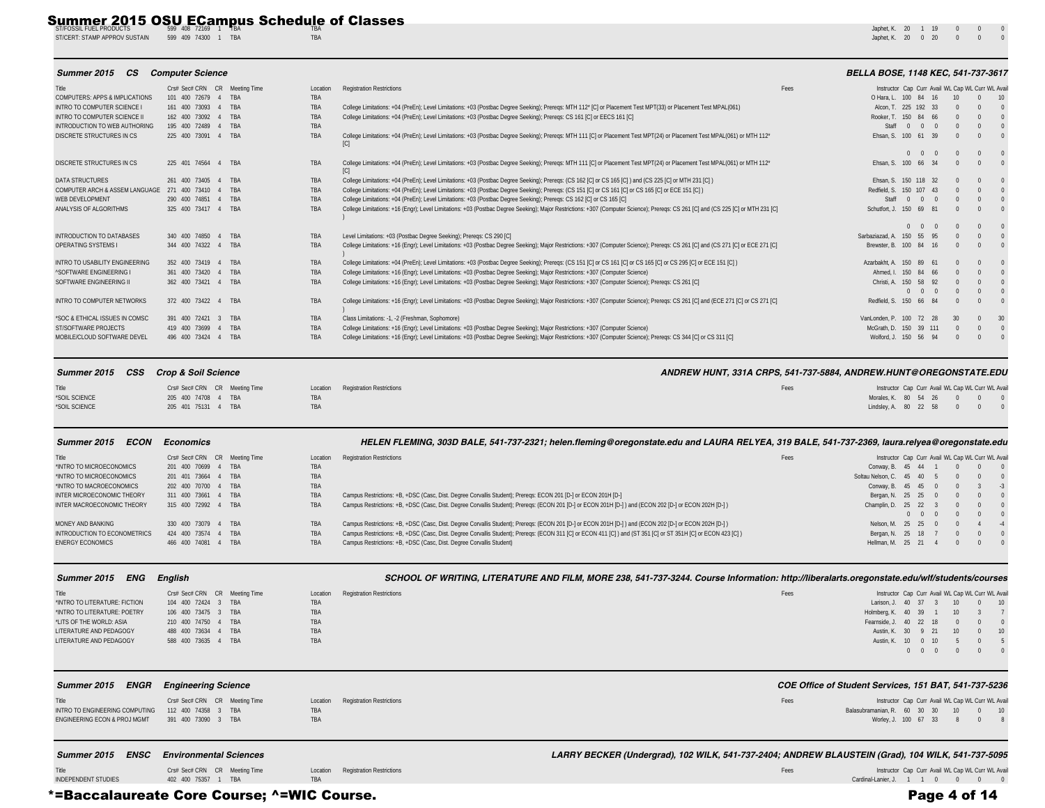# Summer 2015 OSU ECampus Schedule of Classes

| Title | Crs# | Sec# | CRN | CR | Meeting Time | Location | Registration Restrictions | Fees | Instructor | Cap | Curr | Avail | WL Cap | WL Curr | WL Avail |
|---|---|---|---|---|---|---|---|---|---|---|---|---|---|---|---|
| ST/FOSSIL FUEL PRODUCTS | 599 | 408 | 72169 | 1 | TBA | TBA | | | Japhet, K. | 20 | 1 | 19 | 0 | 0 | 0 |
| ST/CERT: STAMP APPROV SUSTAIN | 599 | 409 | 74300 | 1 | TBA | TBA | | | Japhet, K. | 20 | 0 | 20 | 0 | 0 | 0 |

## Summer 2015 CS Computer Science

**BELLA BOSE, 1148 KEC, 541-737-3617**

| Title | Crs# | Sec# | CRN | CR | Meeting Time | Location | Registration Restrictions | Fees | Instructor | Cap | Curr | Avail | WL Cap | WL Curr | WL Avail |
|---|---|---|---|---|---|---|---|---|---|---|---|---|---|---|---|
| COMPUTERS: APPS & IMPLICATIONS | 101 | 400 | 72679 | 4 | TBA | TBA | | | O Hara, L. | 100 | 84 | 16 | 10 | 0 | 10 |
| INTRO TO COMPUTER SCIENCE I | 161 | 400 | 73093 | 4 | TBA | TBA | College Limitations: +04 (PreEn); Level Limitations: +03 (Postbac Degree Seeking); Prereqs: MTH 112* [C] or Placement Test MPT(33) or Placement Test MPAL(061) | | Alcon, T. | 225 | 192 | 33 | 0 | 0 | 0 |
| INTRO TO COMPUTER SCIENCE II | 162 | 400 | 73092 | 4 | TBA | TBA | College Limitations: +04 (PreEn); Level Limitations: +03 (Postbac Degree Seeking); Prereqs: CS 161 [C] or EECS 161 [C] | | Rooker, T. | 150 | 84 | 66 | 0 | 0 | 0 |
| INTRODUCTION TO WEB AUTHORING | 195 | 400 | 72489 | 4 | TBA | TBA | | | Staff | 0 | 0 | 0 | 0 | 0 | 0 |
| DISCRETE STRUCTURES IN CS | 225 | 400 | 73091 | 4 | TBA | TBA | College Limitations: +04 (PreEn); Level Limitations: +03 (Postbac Degree Seeking); Prereqs: MTH 111 [C] or Placement Test MPT(24) or Placement Test MPAL(061) or MTH 112* [C] | | Ehsan, S. | 100 | 61 | 39 | 0 | 0 | 0 |
| | | | | | | | | | | 0 | 0 | 0 | 0 | 0 | 0 |
| DISCRETE STRUCTURES IN CS | 225 | 401 | 74564 | 4 | TBA | TBA | College Limitations: +04 (PreEn); Level Limitations: +03 (Postbac Degree Seeking); Prereqs: MTH 111 [C] or Placement Test MPT(24) or Placement Test MPAL(061) or MTH 112* [C] | | Ehsan, S. | 100 | 66 | 34 | 0 | 0 | 0 |
| DATA STRUCTURES | 261 | 400 | 73405 | 4 | TBA | TBA | College Limitations: +04 (PreEn); Level Limitations: +03 (Postbac Degree Seeking); Prereqs: (CS 162 [C] or CS 165 [C] ) and (CS 225 [C] or MTH 231 [C] ) | | Ehsan, S. | 150 | 118 | 32 | 0 | 0 | 0 |
| COMPUTER ARCH & ASSEM LANGUAGE | 271 | 400 | 73410 | 4 | TBA | TBA | College Limitations: +04 (PreEn); Level Limitations: +03 (Postbac Degree Seeking); Prereqs: (CS 151 [C] or CS 161 [C] or CS 165 [C] or ECE 151 [C] ) | | Redfield, S. | 150 | 107 | 43 | 0 | 0 | 0 |
| WEB DEVELOPMENT | 290 | 400 | 74851 | 4 | TBA | TBA | College Limitations: +04 (PreEn); Level Limitations: +03 (Postbac Degree Seeking); Prereqs: CS 162 [C] or CS 165 [C] | | Staff | 0 | 0 | 0 | 0 | 0 | 0 |
| ANALYSIS OF ALGORITHMS | 325 | 400 | 73417 | 4 | TBA | TBA | College Limitations: +16 (Engr); Level Limitations: +03 (Postbac Degree Seeking); Major Restrictions: +307 (Computer Science); Prereqs: CS 261 [C] and (CS 225 [C] or MTH 231 [C] ) | | Schutfort, J. | 150 | 69 | 81 | 0 | 0 | 0 |
| | | | | | | | | | | 0 | 0 | 0 | 0 | 0 | 0 |
| INTRODUCTION TO DATABASES | 340 | 400 | 74850 | 4 | TBA | TBA | Level Limitations: +03 (Postbac Degree Seeking); Prereqs: CS 290 [C] | | Sarbaziazad, A. | 150 | 55 | 95 | 0 | 0 | 0 |
| OPERATING SYSTEMS I | 344 | 400 | 74322 | 4 | TBA | TBA | College Limitations: +16 (Engr); Level Limitations: +03 (Postbac Degree Seeking); Major Restrictions: +307 (Computer Science); Prereqs: CS 261 [C] and (CS 271 [C] or ECE 271 [C] ) | | Brewster, B. | 100 | 84 | 16 | 0 | 0 | 0 |
| INTRO TO USABILITY ENGINEERING | 352 | 400 | 73419 | 4 | TBA | TBA | College Limitations: +04 (PreEn); Level Limitations: +03 (Postbac Degree Seeking); Prereqs: (CS 151 [C] or CS 161 [C] or CS 165 [C] or CS 295 [C] or ECE 151 [C] ) | | Azarbakht, A. | 150 | 89 | 61 | 0 | 0 | 0 |
| ^SOFTWARE ENGINEERING I | 361 | 400 | 73420 | 4 | TBA | TBA | College Limitations: +16 (Engr); Level Limitations: +03 (Postbac Degree Seeking); Major Restrictions: +307 (Computer Science) | | Ahmed, I. | 150 | 84 | 66 | 0 | 0 | 0 |
| SOFTWARE ENGINEERING II | 362 | 400 | 73421 | 4 | TBA | TBA | College Limitations: +16 (Engr); Level Limitations: +03 (Postbac Degree Seeking); Major Restrictions: +307 (Computer Science); Prereqs: CS 261 [C] | | Christi, A. | 150 | 58 | 92 | 0 | 0 | 0 |
| | | | | | | | | | | 0 | 0 | 0 | 0 | 0 | 0 |
| INTRO TO COMPUTER NETWORKS | 372 | 400 | 73422 | 4 | TBA | TBA | College Limitations: +16 (Engr); Level Limitations: +03 (Postbac Degree Seeking); Major Restrictions: +307 (Computer Science); Prereqs: CS 261 [C] and (ECE 271 [C] or CS 271 [C] ) | | Redfield, S. | 150 | 66 | 84 | 0 | 0 | 0 |
| *SOC & ETHICAL ISSUES IN COMSC | 391 | 400 | 72421 | 3 | TBA | TBA | Class Limitations: -1, -2 (Freshman, Sophomore) | | VanLonden, P. | 100 | 72 | 28 | 30 | 0 | 30 |
| ST/SOFTWARE PROJECTS | 419 | 400 | 73699 | 4 | TBA | TBA | College Limitations: +16 (Engr); Level Limitations: +03 (Postbac Degree Seeking); Major Restrictions: +307 (Computer Science) | | McGrath, D. | 150 | 39 | 111 | 0 | 0 | 0 |
| MOBILE/CLOUD SOFTWARE DEVEL | 496 | 400 | 73424 | 4 | TBA | TBA | College Limitations: +16 (Engr); Level Limitations: +03 (Postbac Degree Seeking); Major Restrictions: +307 (Computer Science); Prereqs: CS 344 [C] or CS 311 [C] | | Wolford, J. | 150 | 56 | 94 | 0 | 0 | 0 |

## Summer 2015 CSS Crop & Soil Science

**ANDREW HUNT, 331A CRPS, 541-737-5884, ANDREW.HUNT@OREGONSTATE.EDU**

| Title | Crs# | Sec# | CRN | CR | Meeting Time | Location | Registration Restrictions | Fees | Instructor | Cap | Curr | Avail | WL Cap | WL Curr | WL Avail |
|---|---|---|---|---|---|---|---|---|---|---|---|---|---|---|---|
| *SOIL SCIENCE | 205 | 400 | 74708 | 4 | TBA | TBA | | | Morales, K. | 80 | 54 | 26 | 0 | 0 | 0 |
| *SOIL SCIENCE | 205 | 401 | 75131 | 4 | TBA | TBA | | | Lindsley, A. | 80 | 22 | 58 | 0 | 0 | 0 |

## Summer 2015 ECON Economics

**HELEN FLEMING, 303D BALE, 541-737-2321; helen.fleming@oregonstate.edu and LAURA RELYEA, 319 BALE, 541-737-2369, laura.relyea@oregonstate.edu**

| Title | Crs# | Sec# | CRN | CR | Meeting Time | Location | Registration Restrictions | Fees | Instructor | Cap | Curr | Avail | WL Cap | WL Curr | WL Avail |
|---|---|---|---|---|---|---|---|---|---|---|---|---|---|---|---|
| *INTRO TO MICROECONOMICS | 201 | 400 | 70699 | 4 | TBA | TBA | | | Conway, B. | 45 | 44 | 1 | 0 | 0 | 0 |
| *INTRO TO MICROECONOMICS | 201 | 401 | 73664 | 4 | TBA | TBA | | | Soltau Nelson, C. | 45 | 40 | 5 | 0 | 0 | 0 |
| *INTRO TO MACROECONOMICS | 202 | 400 | 70700 | 4 | TBA | TBA | | | Conway, B. | 45 | 45 | 0 | 0 | 3 | -3 |
| INTER MICROECONOMIC THEORY | 311 | 400 | 73661 | 4 | TBA | TBA | Campus Restrictions: +B, +DSC (Casc, Dist. Degree Corvallis Student); Prereqs: ECON 201 [D-] or ECON 201H [D-] | | Bergan, N. | 25 | 25 | 0 | 0 | 0 | 0 |
| INTER MACROECONOMIC THEORY | 315 | 400 | 72992 | 4 | TBA | TBA | Campus Restrictions: +B, +DSC (Casc, Dist. Degree Corvallis Student); Prereqs: (ECON 201 [D-] or ECON 201H [D-] ) and (ECON 202 [D-] or ECON 202H [D-] ) | | Champlin, D. | 25 | 22 | 3 | 0 | 0 | 0 |
| | | | | | | | | | | 0 | 0 | 0 | 0 | 0 | 0 |
| MONEY AND BANKING | 330 | 400 | 73079 | 4 | TBA | TBA | Campus Restrictions: +B, +DSC (Casc, Dist. Degree Corvallis Student); Prereqs: (ECON 201 [D-] or ECON 201H [D-] ) and (ECON 202 [D-] or ECON 202H [D-] ) | | Nelson, M. | 25 | 25 | 0 | 0 | 4 | -4 |
| INTRODUCTION TO ECONOMETRICS | 424 | 400 | 73574 | 4 | TBA | TBA | Campus Restrictions: +B, +DSC (Casc, Dist. Degree Corvallis Student); Prereqs: (ECON 311 [C] or ECON 411 [C] ) and (ST 351 [C] or ST 351H [C] or ECON 423 [C] ) | | Bergan, N. | 25 | 18 | 7 | 0 | 0 | 0 |
| ENERGY ECONOMICS | 466 | 400 | 74081 | 4 | TBA | TBA | Campus Restrictions: +B, +DSC (Casc, Dist. Degree Corvallis Student) | | Hellman, M. | 25 | 21 | 4 | 0 | 0 | 0 |

## Summer 2015 ENG English

**SCHOOL OF WRITING, LITERATURE AND FILM, MORE 238, 541-737-3244. Course Information: http://liberalarts.oregonstate.edu/wlf/students/courses**

| Title | Crs# | Sec# | CRN | CR | Meeting Time | Location | Registration Restrictions | Fees | Instructor | Cap | Curr | Avail | WL Cap | WL Curr | WL Avail |
|---|---|---|---|---|---|---|---|---|---|---|---|---|---|---|---|
| *INTRO TO LITERATURE: FICTION | 104 | 400 | 72424 | 3 | TBA | TBA | | | Larison, J. | 40 | 37 | 3 | 10 | 0 | 10 |
| *INTRO TO LITERATURE: POETRY | 106 | 400 | 73475 | 3 | TBA | TBA | | | Holmberg, K. | 40 | 39 | 1 | 10 | 3 | 7 |
| *LITS OF THE WORLD: ASIA | 210 | 400 | 74750 | 4 | TBA | TBA | | | Fearnside, J. | 40 | 22 | 18 | 0 | 0 | 0 |
| LITERATURE AND PEDAGOGY | 488 | 400 | 73634 | 4 | TBA | TBA | | | Austin, K. | 30 | 9 | 21 | 10 | 0 | 10 |
| LITERATURE AND PEDAGOGY | 588 | 400 | 73635 | 4 | TBA | TBA | | | Austin, K. | 10 | 0 | 10 | 5 | 0 | 5 |
| | | | | | | | | | | 0 | 0 | 0 | 0 | 0 | 0 |

## Summer 2015 ENGR Engineering Science

**COE Office of Student Services, 151 BAT, 541-737-5236**

| Title | Crs# | Sec# | CRN | CR | Meeting Time | Location | Registration Restrictions | Fees | Instructor | Cap | Curr | Avail | WL Cap | WL Curr | WL Avail |
|---|---|---|---|---|---|---|---|---|---|---|---|---|---|---|---|
| INTRO TO ENGINEERING COMPUTING | 112 | 400 | 74358 | 3 | TBA | TBA | | | Balasubramanian, R. | 60 | 30 | 30 | 10 | 0 | 10 |
| ENGINEERING ECON & PROJ MGMT | 391 | 400 | 73090 | 3 | TBA | TBA | | | Worley, J. | 100 | 67 | 33 | 8 | 0 | 8 |

## Summer 2015 ENSC Environmental Sciences

**LARRY BECKER (Undergrad), 102 WILK, 541-737-2404; ANDREW BLAUSTEIN (Grad), 104 WILK, 541-737-5095**

| Title | Crs# | Sec# | CRN | CR | Meeting Time | Location | Registration Restrictions | Fees | Instructor | Cap | Curr | Avail | WL Cap | WL Curr | WL Avail |
|---|---|---|---|---|---|---|---|---|---|---|---|---|---|---|---|
| INDEPENDENT STUDIES | 402 | 400 | 75357 | 1 | TBA | TBA | | | Cardinal-Lanier, J. | 1 | 1 | 0 | 0 | 0 | 0 |

**\*=Baccalaureate Core Course; ^=WIC Course.**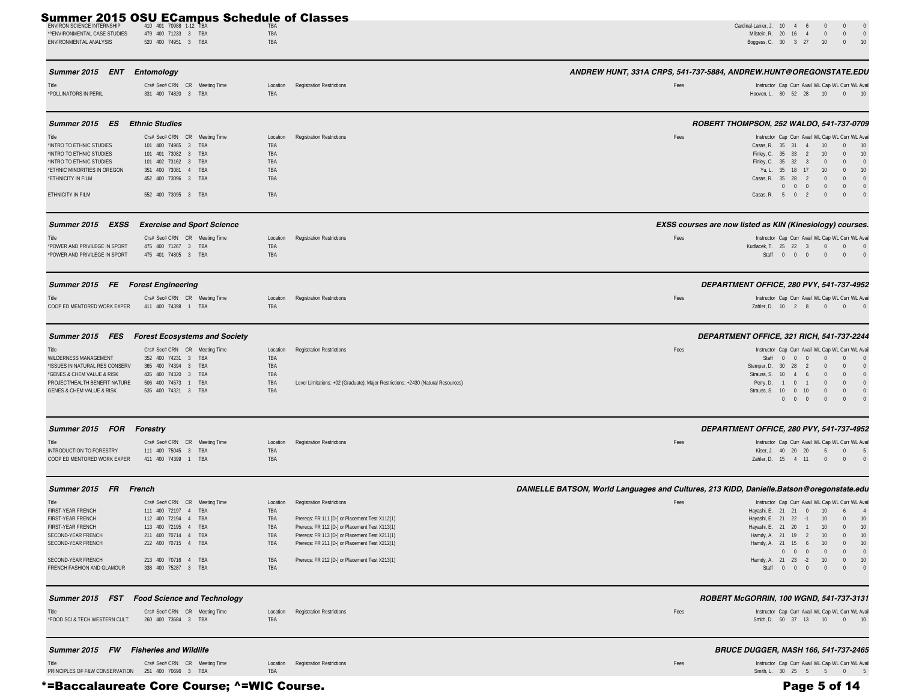| Title | Crs# | Sec# | CRN | CR | Meeting Time | Location | Registration Restrictions | Fees | Instructor | Cap | Curr | Avail | WL Cap | WL Curr | WL Avail |
|---|---|---|---|---|---|---|---|---|---|---|---|---|---|---|---|
| ENVIRON SCIENCE INTERNSHIP | 410 | 401 | 70988 | 1-12 | TBA | TBA | | | Cardinal-Lanier, J. | 10 | 4 | 6 | 0 | 0 | 0 |
| **ENVIRONMENTAL CASE STUDIES | 479 | 400 | 71233 | 3 | TBA | TBA | | | Milstein, R. | 20 | 16 | 4 | 0 | 0 | 0 |
| ENVIRONMENTAL ANALYSIS | 520 | 400 | 74951 | 3 | TBA | TBA | | | Boggess, C. | 30 | 3 | 27 | 10 | 0 | 10 |

## Summer 2015 ENT Entomology

*ANDREW HUNT, 331A CRPS, 541-737-5884, ANDREW.HUNT@OREGONSTATE.EDU*

| Title | Crs# | Sec# | CRN | CR | Meeting Time | Location | Registration Restrictions | Fees | Instructor | Cap | Curr | Avail | WL Cap | WL Curr | WL Avail |
|---|---|---|---|---|---|---|---|---|---|---|---|---|---|---|---|
| *POLLINATORS IN PERIL | 331 | 400 | 74820 | 3 | TBA | TBA | | | Hooven, L. | 80 | 52 | 28 | 10 | 0 | 10 |

## Summer 2015 ES Ethnic Studies

*ROBERT THOMPSON, 252 WALDO, 541-737-0709*

| Title | Crs# | Sec# | CRN | CR | Meeting Time | Location | Registration Restrictions | Fees | Instructor | Cap | Curr | Avail | WL Cap | WL Curr | WL Avail |
|---|---|---|---|---|---|---|---|---|---|---|---|---|---|---|---|
| *INTRO TO ETHNIC STUDIES | 101 | 400 | 74965 | 3 | TBA | TBA | | | Casas, R. | 35 | 31 | 4 | 10 | 0 | 10 |
| *INTRO TO ETHNIC STUDIES | 101 | 401 | 73082 | 3 | TBA | TBA | | | Finley, C. | 35 | 33 | 2 | 10 | 0 | 10 |
| *INTRO TO ETHNIC STUDIES | 101 | 402 | 73162 | 3 | TBA | TBA | | | Finley, C. | 35 | 32 | 3 | 0 | 0 | 0 |
| *ETHNIC MINORITIES IN OREGON | 351 | 400 | 73081 | 4 | TBA | TBA | | | Yu, L. | 35 | 18 | 17 | 10 | 0 | 10 |
| *ETHNICITY IN FILM | 452 | 400 | 73096 | 3 | TBA | TBA | | | Casas, R. | 35 | 28 | 2 | 0 | 0 | 0 |
| | | | | | | | | | | 0 | 0 | 0 | 0 | 0 | 0 |
| ETHNICITY IN FILM | 552 | 400 | 73095 | 3 | TBA | TBA | | | Casas, R. | 5 | 0 | 2 | 0 | 0 | 0 |

## Summer 2015 EXSS Exercise and Sport Science

*EXSS courses are now listed as KIN (Kinesiology) courses.*

| Title | Crs# | Sec# | CRN | CR | Meeting Time | Location | Registration Restrictions | Fees | Instructor | Cap | Curr | Avail | WL Cap | WL Curr | WL Avail |
|---|---|---|---|---|---|---|---|---|---|---|---|---|---|---|---|
| *POWER AND PRIVILEGE IN SPORT | 475 | 400 | 71267 | 3 | TBA | TBA | | | Kudlacek, T. | 25 | 22 | 3 | 0 | 0 | 0 |
| *POWER AND PRIVILEGE IN SPORT | 475 | 401 | 74805 | 3 | TBA | TBA | | | Staff | 0 | 0 | 0 | 0 | 0 | 0 |

## Summer 2015 FE Forest Engineering

*DEPARTMENT OFFICE, 280 PVY, 541-737-4952*

| Title | Crs# | Sec# | CRN | CR | Meeting Time | Location | Registration Restrictions | Fees | Instructor | Cap | Curr | Avail | WL Cap | WL Curr | WL Avail |
|---|---|---|---|---|---|---|---|---|---|---|---|---|---|---|---|
| COOP ED MENTORED WORK EXPER | 411 | 400 | 74398 | 1 | TBA | TBA | | | Zahler, D. | 10 | 2 | 8 | 0 | 0 | 0 |

## Summer 2015 FES Forest Ecosystems and Society

*DEPARTMENT OFFICE, 321 RICH, 541-737-2244*

| Title | Crs# | Sec# | CRN | CR | Meeting Time | Location | Registration Restrictions | Fees | Instructor | Cap | Curr | Avail | WL Cap | WL Curr | WL Avail |
|---|---|---|---|---|---|---|---|---|---|---|---|---|---|---|---|
| WILDERNESS MANAGEMENT | 352 | 400 | 74231 | 3 | TBA | TBA | | | Staff | 0 | 0 | 0 | 0 | 0 | 0 |
| *ISSUES IN NATURAL RES CONSERV | 365 | 400 | 74394 | 3 | TBA | TBA | | | Stemper, D. | 30 | 28 | 2 | 0 | 0 | 0 |
| *GENES & CHEM VALUE & RISK | 435 | 400 | 74320 | 3 | TBA | TBA | | | Strauss, S. | 10 | 4 | 6 | 0 | 0 | 0 |
| PROJECT/HEALTH BENEFIT NATURE | 506 | 400 | 74573 | 1 | TBA | TBA | Level Limitations: +02 (Graduate); Major Restrictions: +2430 (Natural Resources) | | Perry, D. | 1 | 0 | 1 | 0 | 0 | 0 |
| GENES & CHEM VALUE & RISK | 535 | 400 | 74321 | 3 | TBA | TBA | | | Strauss, S. | 10 | 0 | 10 | 0 | 0 | 0 |
| | | | | | | | | | | 0 | 0 | 0 | 0 | 0 | 0 |

## Summer 2015 FOR Forestry

*DEPARTMENT OFFICE, 280 PVY, 541-737-4952*

| Title | Crs# | Sec# | CRN | CR | Meeting Time | Location | Registration Restrictions | Fees | Instructor | Cap | Curr | Avail | WL Cap | WL Curr | WL Avail |
|---|---|---|---|---|---|---|---|---|---|---|---|---|---|---|---|
| INTRODUCTION TO FORESTRY | 111 | 400 | 75045 | 3 | TBA | TBA | | | Kiser, J. | 40 | 20 | 20 | 5 | 0 | 5 |
| COOP ED MENTORED WORK EXPER | 411 | 400 | 74399 | 1 | TBA | TBA | | | Zahler, D. | 15 | 4 | 11 | 0 | 0 | 0 |

## Summer 2015 FR French

*DANIELLE BATSON, World Languages and Cultures, 213 KIDD, Danielle.Batson@oregonstate.edu*

| Title | Crs# | Sec# | CRN | CR | Meeting Time | Location | Registration Restrictions | Fees | Instructor | Cap | Curr | Avail | WL Cap | WL Curr | WL Avail |
|---|---|---|---|---|---|---|---|---|---|---|---|---|---|---|---|
| FIRST-YEAR FRENCH | 111 | 400 | 72197 | 4 | TBA | TBA | | | Hayashi, E. | 21 | 21 | 0 | 10 | 6 | 4 |
| FIRST-YEAR FRENCH | 112 | 400 | 72194 | 4 | TBA | TBA | Prereqs: FR 111 [D-] or Placement Test X112(1) | | Hayashi, E. | 21 | 22 | -1 | 10 | 0 | 10 |
| FIRST-YEAR FRENCH | 113 | 400 | 72195 | 4 | TBA | TBA | Prereqs: FR 112 [D-] or Placement Test X113(1) | | Hayashi, E. | 21 | 20 | 1 | 10 | 0 | 10 |
| SECOND-YEAR FRENCH | 211 | 400 | 70714 | 4 | TBA | TBA | Prereqs: FR 113 [D-] or Placement Test X211(1) | | Hamdy, A. | 21 | 19 | 2 | 10 | 0 | 10 |
| SECOND-YEAR FRENCH | 212 | 400 | 70715 | 4 | TBA | TBA | Prereqs: FR 211 [D-] or Placement Test X212(1) | | Hamdy, A. | 21 | 15 | 6 | 10 | 0 | 10 |
| | | | | | | | | | | 0 | 0 | 0 | 0 | 0 | 0 |
| SECOND-YEAR FRENCH | 213 | 400 | 70716 | 4 | TBA | TBA | Prereqs: FR 212 [D-] or Placement Test X213(1) | | Hamdy, A. | 21 | 23 | -2 | 10 | 0 | 10 |
| FRENCH FASHION AND GLAMOUR | 338 | 400 | 75287 | 3 | TBA | TBA | | | Staff | 0 | 0 | 0 | 0 | 0 | 0 |

## Summer 2015 FST Food Science and Technology

*ROBERT McGORRIN, 100 WGND, 541-737-3131*

| Title | Crs# | Sec# | CRN | CR | Meeting Time | Location | Registration Restrictions | Fees | Instructor | Cap | Curr | Avail | WL Cap | WL Curr | WL Avail |
|---|---|---|---|---|---|---|---|---|---|---|---|---|---|---|---|
| *FOOD SCI & TECH WESTERN CULT | 260 | 400 | 73684 | 3 | TBA | TBA | | | Smith, D. | 50 | 37 | 13 | 10 | 0 | 10 |

## Summer 2015 FW Fisheries and Wildlife

*BRUCE DUGGER, NASH 166, 541-737-2465*

| Title | Crs# | Sec# | CRN | CR | Meeting Time | Location | Registration Restrictions | Fees | Instructor | Cap | Curr | Avail | WL Cap | WL Curr | WL Avail |
|---|---|---|---|---|---|---|---|---|---|---|---|---|---|---|---|
| PRINCIPLES OF F&W CONSERVATION | 251 | 400 | 70696 | 3 | TBA | TBA | | | Smith, L. | 30 | 25 | 5 | 5 | 0 | 5 |

**\*=Baccalaureate Core Course; ^=WIC Course.**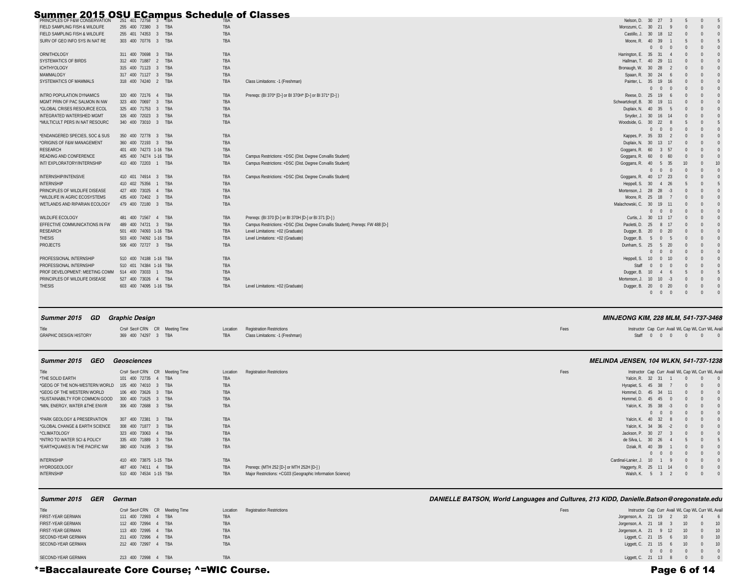# Summer 2015 OSU ECampus Schedule of Classes

| Title | Crs# | Sec# | CRN | CR | Meeting Time | Location | Registration Restrictions | Fees | Instructor | Cap | Curr | Avail | WL Cap | WL Curr | WL Avail |
|---|---|---|---|---|---|---|---|---|---|---|---|---|---|---|---|
| PRINCIPLES OF F&W CONSERVATION | 251 | 401 | 72758 | 3 | TBA | TBA | | | Nelson, D. | 30 | 27 | 3 | 5 | 0 | 5 |
| FIELD SAMPLING FISH & WILDLIFE | 255 | 400 | 72380 | 3 | TBA | TBA | | | Morozumi, C. | 30 | 21 | 9 | 0 | 0 | 0 |
| FIELD SAMPLING FISH & WILDLIFE | 255 | 401 | 74353 | 3 | TBA | TBA | | | Castillo, J. | 30 | 18 | 12 | 0 | 0 | 0 |
| SURV OF GEO INFO SYS IN NAT RE | 303 | 400 | 70776 | 3 | TBA | TBA | | | Moore, R. | 40 | 39 | 1 | 5 | 0 | 5 |
| | | | | | | | | | | 0 | 0 | 0 | 0 | 0 | 0 |
| ORNITHOLOGY | 311 | 400 | 70698 | 3 | TBA | TBA | | | Harrington, E. | 35 | 31 | 4 | 0 | 0 | 0 |
| SYSTEMATICS OF BIRDS | 312 | 400 | 71887 | 2 | TBA | TBA | | | Hallman, T. | 40 | 29 | 11 | 0 | 0 | 0 |
| ICHTHYOLOGY | 315 | 400 | 71123 | 3 | TBA | TBA | | | Bronaugh, W. | 30 | 28 | 2 | 0 | 0 | 0 |
| MAMMALOGY | 317 | 400 | 71127 | 3 | TBA | TBA | | | Spaan, R. | 30 | 24 | 6 | 0 | 0 | 0 |
| SYSTEMATICS OF MAMMALS | 318 | 400 | 74240 | 2 | TBA | TBA | Class Limitations: -1 (Freshman) | | Painter, L. | 35 | 19 | 16 | 0 | 0 | 0 |
| | | | | | | | | | | 0 | 0 | 0 | 0 | 0 | 0 |
| INTRO POPULATION DYNAMICS | 320 | 400 | 72176 | 4 | TBA | TBA | Prereqs: (BI 370* [D-] or BI 370H* [D-] or BI 371* [D-] ) | | Reese, D. | 25 | 19 | 6 | 0 | 0 | 0 |
| MGMT PRIN OF PAC SALMON IN NW | 323 | 400 | 70697 | 3 | TBA | TBA | | | Schwartzkopf, B. | 30 | 19 | 11 | 0 | 0 | 0 |
| *GLOBAL CRISES RESOURCE ECOL | 325 | 400 | 71753 | 3 | TBA | TBA | | | Duplaix, N. | 40 | 35 | 5 | 0 | 0 | 0 |
| INTEGRATED WATERSHED MGMT | 326 | 400 | 72023 | 3 | TBA | TBA | | | Snyder, J. | 30 | 16 | 14 | 0 | 0 | 0 |
| *MULTICULT PERS IN NAT RESOURC | 340 | 400 | 73010 | 3 | TBA | TBA | | | Woodside, G. | 30 | 22 | 8 | 5 | 0 | 5 |
| | | | | | | | | | | 0 | 0 | 0 | 0 | 0 | 0 |
| *ENDANGERED SPECIES, SOC & SUS | 350 | 400 | 72778 | 3 | TBA | TBA | | | Kappes, P. | 35 | 33 | 2 | 0 | 0 | 0 |
| *ORIGINS OF F&W MANAGEMENT | 360 | 400 | 72193 | 3 | TBA | TBA | | | Duplaix, N. | 30 | 13 | 17 | 0 | 0 | 0 |
| RESEARCH | 401 | 400 | 74273 | 1-16 | TBA | TBA | | | Goggans, R. | 60 | 3 | 57 | 0 | 0 | 0 |
| READING AND CONFERENCE | 405 | 400 | 74274 | 1-16 | TBA | TBA | Campus Restrictions: +DSC (Dist. Degree Corvallis Student) | | Goggans, R. | 60 | 0 | 60 | 0 | 0 | 0 |
| INT/ EXPLORATORY/INTERNSHIP | 410 | 400 | 72203 | 1 | TBA | TBA | Campus Restrictions: +DSC (Dist. Degree Corvallis Student) | | Goggans, R. | 40 | 5 | 35 | 10 | 0 | 10 |
| | | | | | | | | | | 0 | 0 | 0 | 0 | 0 | 0 |
| INTERNSHIP/INTENSIVE | 410 | 401 | 74914 | 3 | TBA | TBA | Campus Restrictions: +DSC (Dist. Degree Corvallis Student) | | Goggans, R. | 40 | 17 | 23 | 0 | 0 | 0 |
| INTERNSHIP | 410 | 402 | 75356 | 1 | TBA | TBA | | | Heppell, S. | 30 | 4 | 26 | 5 | 0 | 5 |
| PRINCIPLES OF WILDLIFE DISEASE | 427 | 400 | 73025 | 4 | TBA | TBA | | | Mortenson, J. | 28 | 28 | -3 | 0 | 0 | 0 |
| ^WILDLIFE IN AGRIC ECOSYSTEMS | 435 | 400 | 72402 | 3 | TBA | TBA | | | Moore, R. | 25 | 18 | 7 | 0 | 0 | 0 |
| WETLANDS AND RIPARIAN ECOLOGY | 479 | 400 | 72180 | 3 | TBA | TBA | | | Malachowski, C. | 30 | 19 | 11 | 0 | 0 | 0 |
| | | | | | | | | | | 0 | 0 | 0 | 0 | 0 | 0 |
| WILDLIFE ECOLOGY | 481 | 400 | 71567 | 4 | TBA | TBA | Prereqs: (BI 370 [D-] or BI 370H [D-] or BI 371 [D-] ) | | Curtis, J. | 30 | 13 | 17 | 0 | 0 | 0 |
| EFFECTIVE COMMUNICATIONS IN FW | 489 | 400 | 74721 | 3 | TBA | TBA | Campus Restrictions: +DSC (Dist. Degree Corvallis Student); Prereqs: FW 488 [D-] | | Paoletti, D. | 25 | 8 | 17 | 0 | 0 | 0 |
| RESEARCH | 501 | 400 | 74093 | 1-16 | TBA | TBA | Level Limitations: +02 (Graduate) | | Dugger, B. | 20 | 0 | 20 | 0 | 0 | 0 |
| THESIS | 503 | 400 | 74092 | 1-16 | TBA | TBA | Level Limitations: +02 (Graduate) | | Dugger, B. | 5 | 0 | 5 | 0 | 0 | 0 |
| PROJECTS | 506 | 400 | 72727 | 3 | TBA | TBA | | | Dunham, S. | 25 | 5 | 20 | 0 | 0 | 0 |
| | | | | | | | | | | 0 | 0 | 0 | 0 | 0 | 0 |
| PROFESSIONAL INTERNSHIP | 510 | 400 | 74188 | 1-16 | TBA | TBA | | | Heppell, S. | 10 | 0 | 10 | 0 | 0 | 0 |
| PROFESSIONAL INTERNSHIP | 510 | 401 | 74384 | 1-16 | TBA | TBA | | | Staff | 0 | 0 | 0 | 0 | 0 | 0 |
| PROF DEVELOPMENT: MEETING COMM | 514 | 400 | 73033 | 1 | TBA | TBA | | | Dugger, B. | 10 | 4 | 6 | 5 | 0 | 5 |
| PRINCIPLES OF WILDLIFE DISEASE | 527 | 400 | 73026 | 4 | TBA | TBA | | | Mortenson, J. | 10 | 10 | -3 | 0 | 0 | 0 |
| THESIS | 603 | 400 | 74095 | 1-16 | TBA | TBA | Level Limitations: +02 (Graduate) | | Dugger, B. | 20 | 0 | 20 | 0 | 0 | 0 |
| | | | | | | | | | | 0 | 0 | 0 | 0 | 0 | 0 |

## Summer 2015 GD Graphic Design

***MINJEONG KIM, 228 MLM, 541-737-3468***

| Title | Crs# | Sec# | CRN | CR | Meeting Time | Location | Registration Restrictions | Fees | Instructor | Cap | Curr | Avail | WL Cap | WL Curr | WL Avail |
|---|---|---|---|---|---|---|---|---|---|---|---|---|---|---|---|
| GRAPHIC DESIGN HISTORY | 369 | 400 | 74297 | 3 | TBA | TBA | Class Limitations: -1 (Freshman) | | Staff | 0 | 0 | 0 | 0 | 0 | 0 |

## Summer 2015 GEO Geosciences

***MELINDA JENSEN, 104 WLKN, 541-737-1238***

| Title | Crs# | Sec# | CRN | CR | Meeting Time | Location | Registration Restrictions | Fees | Instructor | Cap | Curr | Avail | WL Cap | WL Curr | WL Avail |
|---|---|---|---|---|---|---|---|---|---|---|---|---|---|---|---|
| *THE SOLID EARTH | 101 | 400 | 72735 | 4 | TBA | TBA | | | Yalcin, R. | 32 | 31 | 1 | 0 | 0 | 0 |
| *GEOG OF THE NON-WESTERN WORLD | 105 | 400 | 74010 | 3 | TBA | TBA | | | Hyrapiet, S. | 45 | 38 | 7 | 0 | 0 | 0 |
| *GEOG OF THE WESTERN WORLD | 106 | 400 | 73626 | 3 | TBA | TBA | | | Hommel, D. | 45 | 34 | 11 | 0 | 0 | 0 |
| *SUSTAINABILTY FOR COMMON GOOD | 300 | 400 | 71625 | 3 | TBA | TBA | | | Hommel, D. | 45 | 45 | 0 | 0 | 0 | 0 |
| *MIN, ENERGY, WATER &THE ENVIR | 306 | 400 | 72688 | 3 | TBA | TBA | | | Yalcin, K. | 35 | 38 | -3 | 0 | 0 | 0 |
| | | | | | | | | | | 0 | 0 | 0 | 0 | 0 | 0 |
| *PARK GEOLOGY & PRESERVATION | 307 | 400 | 72381 | 3 | TBA | TBA | | | Yalcin, K. | 40 | 32 | 8 | 0 | 0 | 0 |
| *GLOBAL CHANGE & EARTH SCIENCE | 308 | 400 | 71877 | 3 | TBA | TBA | | | Yalcin, K. | 34 | 36 | -2 | 0 | 0 | 0 |
| ^CLIMATOLOGY | 323 | 400 | 73063 | 4 | TBA | TBA | | | Jackson, P. | 30 | 27 | 3 | 0 | 0 | 0 |
| *INTRO TO WATER SCI & POLICY | 335 | 400 | 71889 | 3 | TBA | TBA | | | de Silva, L. | 30 | 26 | 4 | 5 | 0 | 5 |
| *EARTHQUAKES IN THE PACIFIC NW | 380 | 400 | 74195 | 3 | TBA | TBA | | | Dziak, R. | 40 | 39 | 1 | 0 | 0 | 0 |
| | | | | | | | | | | 0 | 0 | 0 | 0 | 0 | 0 |
| INTERNSHIP | 410 | 400 | 73875 | 1-15 | TBA | TBA | | | Cardinal-Lanier, J. | 10 | 1 | 9 | 0 | 0 | 0 |
| HYDROGEOLOGY | 487 | 400 | 74011 | 4 | TBA | TBA | Prereqs: (MTH 252 [D-] or MTH 252H [D-] ) | | Haggerty, R. | 25 | 11 | 14 | 0 | 0 | 0 |
| INTERNSHIP | 510 | 400 | 74534 | 1-15 | TBA | TBA | Major Restrictions: +CG03 (Geographic Information Science) | | Walsh, K. | 5 | 3 | 2 | 0 | 0 | 0 |

## Summer 2015 GER German

***DANIELLE BATSON, World Languages and Cultures, 213 KIDD, Danielle.Batson@oregonstate.edu***

| Title | Crs# | Sec# | CRN | CR | Meeting Time | Location | Registration Restrictions | Fees | Instructor | Cap | Curr | Avail | WL Cap | WL Curr | WL Avail |
|---|---|---|---|---|---|---|---|---|---|---|---|---|---|---|---|
| FIRST-YEAR GERMAN | 111 | 400 | 72993 | 4 | TBA | TBA | | | Jorgenson, A. | 21 | 19 | 2 | 10 | 4 | 6 |
| FIRST-YEAR GERMAN | 112 | 400 | 72994 | 4 | TBA | TBA | | | Jorgenson, A. | 21 | 18 | 3 | 10 | 0 | 10 |
| FIRST-YEAR GERMAN | 113 | 400 | 72995 | 4 | TBA | TBA | | | Jorgenson, A. | 21 | 9 | 12 | 10 | 0 | 10 |
| SECOND-YEAR GERMAN | 211 | 400 | 72996 | 4 | TBA | TBA | | | Liggett, C. | 21 | 15 | 6 | 10 | 0 | 10 |
| SECOND-YEAR GERMAN | 212 | 400 | 72997 | 4 | TBA | TBA | | | Liggett, C. | 21 | 15 | 6 | 10 | 0 | 10 |
| | | | | | | | | | | 0 | 0 | 0 | 0 | 0 | 0 |
| SECOND-YEAR GERMAN | 213 | 400 | 72998 | 4 | TBA | TBA | | | Liggett, C. | 21 | 13 | 8 | 0 | 0 | 0 |

**\*=Baccalaureate Core Course; ^=WIC Course.**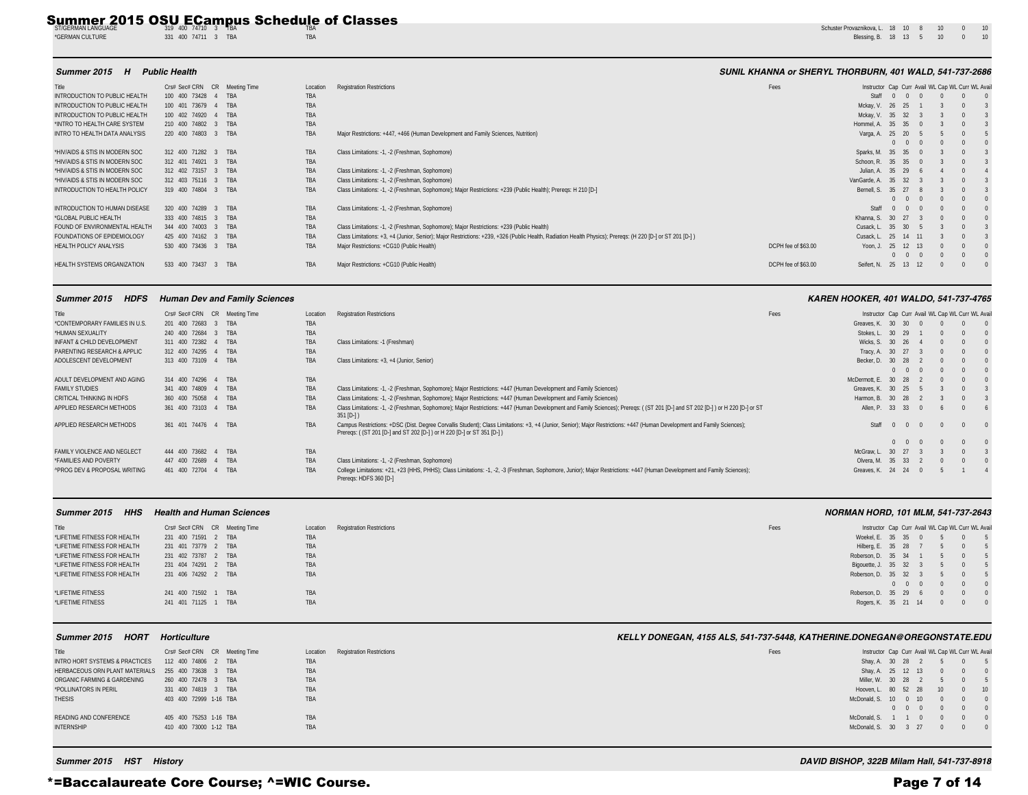| | | | | | | | | | | | | | | | | |
|---|---|---|---|---|---|---|---|---|---|---|---|---|---|---|---|---|
| ST/GERMAN LANGUAGE | 319 | 400 | 74710 | 3 | TBA | TBA | | | Schuster Provaznikova, L. | 18 | 10 | 8 | 10 | 0 | 10 |
| *GERMAN CULTURE | 331 | 400 | 74711 | 3 | TBA | TBA | | | Blessing, B. | 18 | 13 | 5 | 10 | 0 | 10 |

## Summer 2015 H Public Health

**SUNIL KHANNA or SHERYL THORBURN, 401 WALD, 541-737-2686**

| Title | Crs# | Sec# | CRN | CR | Meeting Time | Location | Registration Restrictions | Fees | Instructor | Cap | Curr | Avail | WL Cap | WL Curr | WL Avail |
|---|---|---|---|---|---|---|---|---|---|---|---|---|---|---|---|
| INTRODUCTION TO PUBLIC HEALTH | 100 | 400 | 73428 | 4 | TBA | TBA | | | Staff | 0 | 0 | 0 | 0 | 0 | 0 |
| INTRODUCTION TO PUBLIC HEALTH | 100 | 401 | 73679 | 4 | TBA | TBA | | | Mckay, V. | 26 | 25 | 1 | 3 | 0 | 3 |
| INTRODUCTION TO PUBLIC HEALTH | 100 | 402 | 74920 | 4 | TBA | TBA | | | Mckay, V. | 35 | 32 | 3 | 3 | 0 | 3 |
| *INTRO TO HEALTH CARE SYSTEM | 210 | 400 | 74802 | 3 | TBA | TBA | | | Hommel, A. | 35 | 35 | 0 | 3 | 0 | 3 |
| INTRO TO HEALTH DATA ANALYSIS | 220 | 400 | 74803 | 3 | TBA | TBA | Major Restrictions: +447, +466 (Human Development and Family Sciences, Nutrition) | | Varga, A. | 25 | 20 | 5 | 5 | 0 | 5 |
| | | | | | | | | | | 0 | 0 | 0 | 0 | 0 | 0 |
| *HIV/AIDS & STIS IN MODERN SOC | 312 | 400 | 71282 | 3 | TBA | TBA | Class Limitations: -1, -2 (Freshman, Sophomore) | | Sparks, M. | 35 | 35 | 0 | 3 | 0 | 3 |
| *HIV/AIDS & STIS IN MODERN SOC | 312 | 401 | 74921 | 3 | TBA | TBA | | | Schoon, R. | 35 | 35 | 0 | 3 | 0 | 3 |
| *HIV/AIDS & STIS IN MODERN SOC | 312 | 402 | 73157 | 3 | TBA | TBA | Class Limitations: -1, -2 (Freshman, Sophomore) | | Julian, A. | 35 | 29 | 6 | 4 | 0 | 4 |
| *HIV/AIDS & STIS IN MODERN SOC | 312 | 403 | 75116 | 3 | TBA | TBA | Class Limitations: -1, -2 (Freshman, Sophomore) | | VanGarde, A. | 35 | 32 | 3 | 3 | 0 | 3 |
| INTRODUCTION TO HEALTH POLICY | 319 | 400 | 74804 | 3 | TBA | TBA | Class Limitations: -1, -2 (Freshman, Sophomore); Major Restrictions: +239 (Public Health); Prereqs: H 210 [D-] | | Bernell, S. | 35 | 27 | 8 | 3 | 0 | 3 |
| | | | | | | | | | | 0 | 0 | 0 | 0 | 0 | 0 |
| INTRODUCTION TO HUMAN DISEASE | 320 | 400 | 74289 | 3 | TBA | TBA | Class Limitations: -1, -2 (Freshman, Sophomore) | | Staff | 0 | 0 | 0 | 0 | 0 | 0 |
| *GLOBAL PUBLIC HEALTH | 333 | 400 | 74815 | 3 | TBA | TBA | | | Khanna, S. | 30 | 27 | 3 | 0 | 0 | 0 |
| FOUND OF ENVIRONMENTAL HEALTH | 344 | 400 | 74003 | 3 | TBA | TBA | Class Limitations: -1, -2 (Freshman, Sophomore); Major Restrictions: +239 (Public Health) | | Cusack, L. | 35 | 30 | 5 | 3 | 0 | 3 |
| FOUNDATIONS OF EPIDEMIOLOGY | 425 | 400 | 74162 | 3 | TBA | TBA | Class Limitations: +3, +4 (Junior, Senior); Major Restrictions: +239, +326 (Public Health, Radiation Health Physics); Prereqs: (H 220 [D-] or ST 201 [D-]) | | Cusack, L. | 25 | 14 | 11 | 3 | 0 | 3 |
| HEALTH POLICY ANALYSIS | 530 | 400 | 73436 | 3 | TBA | TBA | Major Restrictions: +CG10 (Public Health) | DCPH fee of $63.00 | Yoon, J. | 25 | 12 | 13 | 0 | 0 | 0 |
| | | | | | | | | | | 0 | 0 | 0 | 0 | 0 | 0 |
| HEALTH SYSTEMS ORGANIZATION | 533 | 400 | 73437 | 3 | TBA | TBA | Major Restrictions: +CG10 (Public Health) | DCPH fee of $63.00 | Seifert, N. | 25 | 13 | 12 | 0 | 0 | 0 |

## Summer 2015 HDFS Human Dev and Family Sciences

**KAREN HOOKER, 401 WALDO, 541-737-4765**

| Title | Crs# | Sec# | CRN | CR | Meeting Time | Location | Registration Restrictions | Fees | Instructor | Cap | Curr | Avail | WL Cap | WL Curr | WL Avail |
|---|---|---|---|---|---|---|---|---|---|---|---|---|---|---|---|
| *CONTEMPORARY FAMILIES IN U.S. | 201 | 400 | 72683 | 3 | TBA | TBA | | | Greaves, K. | 30 | 30 | 0 | 0 | 0 | 0 |
| *HUMAN SEXUALITY | 240 | 400 | 72684 | 3 | TBA | TBA | | | Stokes, L. | 30 | 29 | 1 | 0 | 0 | 0 |
| INFANT & CHILD DEVELOPMENT | 311 | 400 | 72382 | 4 | TBA | TBA | Class Limitations: -1 (Freshman) | | Wicks, S. | 30 | 26 | 4 | 0 | 0 | 0 |
| PARENTING RESEARCH & APPLIC | 312 | 400 | 74295 | 4 | TBA | TBA | | | Tracy, A. | 30 | 27 | 3 | 0 | 0 | 0 |
| ADOLESCENT DEVELOPMENT | 313 | 400 | 73109 | 4 | TBA | TBA | Class Limitations: +3, +4 (Junior, Senior) | | Becker, D. | 30 | 28 | 2 | 0 | 0 | 0 |
| | | | | | | | | | | 0 | 0 | 0 | 0 | 0 | 0 |
| ADULT DEVELOPMENT AND AGING | 314 | 400 | 74296 | 4 | TBA | TBA | | | McDermott, E. | 30 | 28 | 2 | 0 | 0 | 0 |
| FAMILY STUDIES | 341 | 400 | 74809 | 4 | TBA | TBA | Class Limitations: -1, -2 (Freshman, Sophomore); Major Restrictions: +447 (Human Development and Family Sciences) | | Greaves, K. | 30 | 25 | 5 | 3 | 0 | 3 |
| CRITICAL THINKING IN HDFS | 360 | 400 | 75058 | 4 | TBA | TBA | Class Limitations: -1, -2 (Freshman, Sophomore); Major Restrictions: +447 (Human Development and Family Sciences) | | Harmon, B. | 30 | 28 | 2 | 3 | 0 | 3 |
| APPLIED RESEARCH METHODS | 361 | 400 | 73103 | 4 | TBA | TBA | Class Limitations: -1, -2 (Freshman, Sophomore); Major Restrictions: +447 (Human Development and Family Sciences); Prereqs: ( (ST 201 [D-] and ST 202 [D-] ) or H 220 [D-] or ST 351 [D-] ) | | Allen, P. | 33 | 33 | 0 | 6 | 0 | 6 |
| APPLIED RESEARCH METHODS | 361 | 401 | 74476 | 4 | TBA | TBA | Campus Restrictions: +DSC (Dist. Degree Corvallis Student); Class Limitations: +3, +4 (Junior, Senior); Major Restrictions: +447 (Human Development and Family Sciences); Prereqs: ( (ST 201 [D-] and ST 202 [D-] ) or H 220 [D-] or ST 351 [D-] ) | | Staff | 0 | 0 | 0 | 0 | 0 | 0 |
| | | | | | | | | | | 0 | 0 | 0 | 0 | 0 | 0 |
| FAMILY VIOLENCE AND NEGLECT | 444 | 400 | 73682 | 4 | TBA | TBA | | | McGraw, L. | 30 | 27 | 3 | 3 | 0 | 3 |
| *FAMILIES AND POVERTY | 447 | 400 | 72689 | 4 | TBA | TBA | Class Limitations: -1, -2 (Freshman, Sophomore) | | Olvera, M. | 35 | 33 | 2 | 0 | 0 | 0 |
| ^PROG DEV & PROPOSAL WRITING | 461 | 400 | 72704 | 4 | TBA | TBA | College Limitations: +21, +23 (HHS, PHHS); Class Limitations: -1, -2, -3 (Freshman, Sophomore, Junior); Major Restrictions: +447 (Human Development and Family Sciences); Prereqs: HDFS 360 [D-] | | Greaves, K. | 24 | 24 | 0 | 5 | 1 | 4 |

## Summer 2015 HHS Health and Human Sciences

**NORMAN HORD, 101 MLM, 541-737-2643**

| Title | Crs# | Sec# | CRN | CR | Meeting Time | Location | Registration Restrictions | Fees | Instructor | Cap | Curr | Avail | WL Cap | WL Curr | WL Avail |
|---|---|---|---|---|---|---|---|---|---|---|---|---|---|---|---|
| *LIFETIME FITNESS FOR HEALTH | 231 | 400 | 71591 | 2 | TBA | TBA | | | Woekel, E. | 35 | 35 | 0 | 5 | 0 | 5 |
| *LIFETIME FITNESS FOR HEALTH | 231 | 401 | 73779 | 2 | TBA | TBA | | | Hilberg, E. | 35 | 28 | 7 | 5 | 0 | 5 |
| *LIFETIME FITNESS FOR HEALTH | 231 | 402 | 73787 | 2 | TBA | TBA | | | Roberson, D. | 35 | 34 | 1 | 5 | 0 | 5 |
| *LIFETIME FITNESS FOR HEALTH | 231 | 404 | 74291 | 2 | TBA | TBA | | | Bigouette, J. | 35 | 32 | 3 | 5 | 0 | 5 |
| *LIFETIME FITNESS FOR HEALTH | 231 | 406 | 74292 | 2 | TBA | TBA | | | Roberson, D. | 35 | 32 | 3 | 5 | 0 | 5 |
| | | | | | | | | | | 0 | 0 | 0 | 0 | 0 | 0 |
| *LIFETIME FITNESS | 241 | 400 | 71592 | 1 | TBA | TBA | | | Roberson, D. | 35 | 29 | 6 | 0 | 0 | 0 |
| *LIFETIME FITNESS | 241 | 401 | 71125 | 1 | TBA | TBA | | | Rogers, K. | 35 | 21 | 14 | 0 | 0 | 0 |

## Summer 2015 HORT Horticulture

**KELLY DONEGAN, 4155 ALS, 541-737-5448, KATHERINE.DONEGAN@OREGONSTATE.EDU**

| Title | Crs# | Sec# | CRN | CR | Meeting Time | Location | Registration Restrictions | Fees | Instructor | Cap | Curr | Avail | WL Cap | WL Curr | WL Avail |
|---|---|---|---|---|---|---|---|---|---|---|---|---|---|---|---|
| INTRO HORT SYSTEMS & PRACTICES | 112 | 400 | 74806 | 2 | TBA | TBA | | | Shay, A. | 30 | 28 | 2 | 5 | 0 | 5 |
| HERBACEOUS ORN PLANT MATERIALS | 255 | 400 | 73638 | 3 | TBA | TBA | | | Shay, A. | 25 | 12 | 13 | 0 | 0 | 0 |
| ORGANIC FARMING & GARDENING | 260 | 400 | 72478 | 3 | TBA | TBA | | | Miller, W. | 30 | 28 | 2 | 5 | 0 | 5 |
| *POLLINATORS IN PERIL | 331 | 400 | 74819 | 3 | TBA | TBA | | | Hooven, L. | 80 | 52 | 28 | 10 | 0 | 10 |
| THESIS | 403 | 400 | 72999 | 1-16 | TBA | TBA | | | McDonald, S. | 10 | 0 | 10 | 0 | 0 | 0 |
| | | | | | | | | | | 0 | 0 | 0 | 0 | 0 | 0 |
| READING AND CONFERENCE | 405 | 400 | 75253 | 1-16 | TBA | TBA | | | McDonald, S. | 1 | 1 | 0 | 0 | 0 | 0 |
| INTERNSHIP | 410 | 400 | 73000 | 1-12 | TBA | TBA | | | McDonald, S. | 30 | 3 | 27 | 0 | 0 | 0 |

## Summer 2015 HST History

**DAVID BISHOP, 322B Milam Hall, 541-737-8918**

*=Baccalaureate Core Course; ^=WIC Course.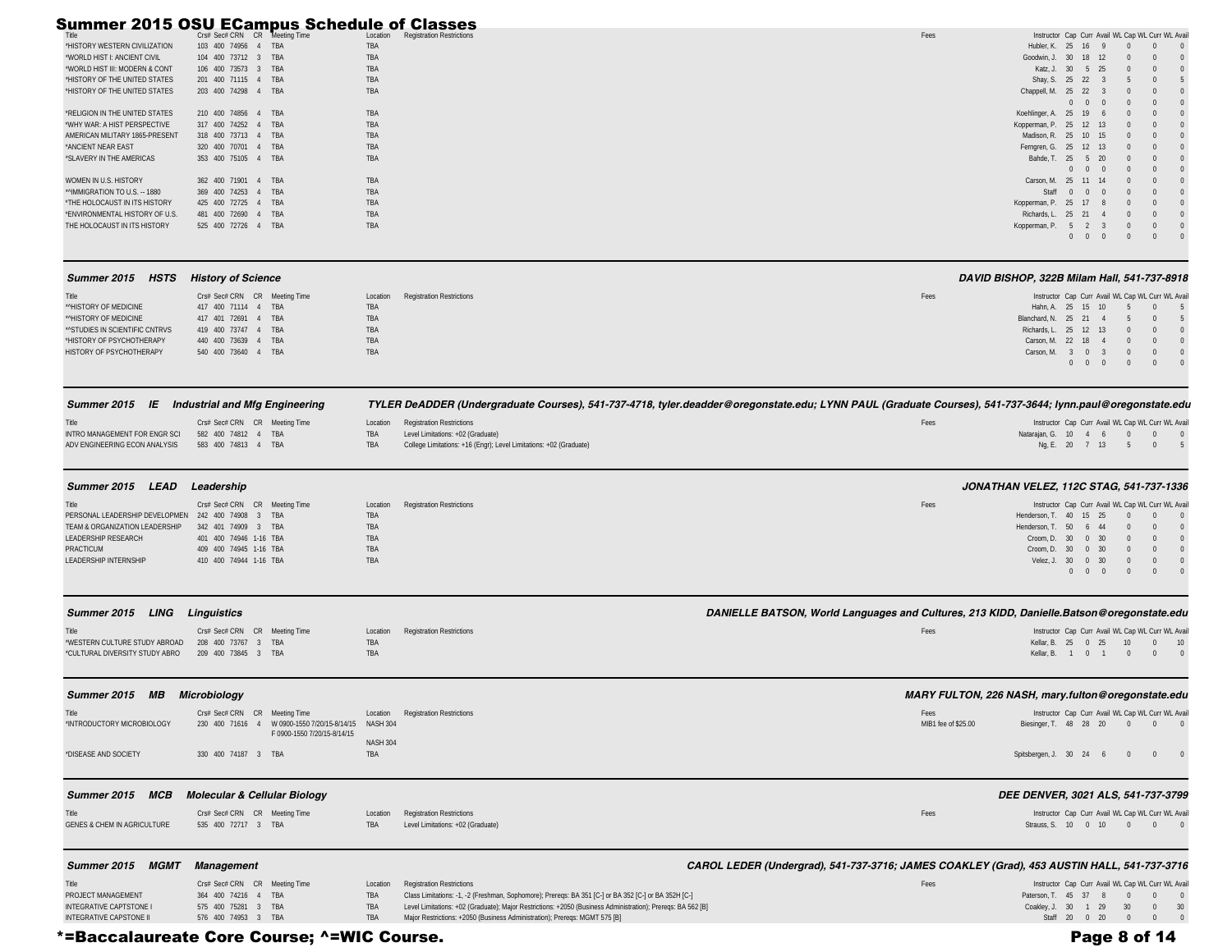# Summer 2015 OSU ECampus Schedule of Classes

| Title | Crs# | Sec# | CRN | CR | Meeting Time | Location | Registration Restrictions | Fees | Instructor | Cap | Curr | Avail | WL Cap | WL Curr | WL Avail |
|---|---|---|---|---|---|---|---|---|---|---|---|---|---|---|---|
| *HISTORY WESTERN CIVILIZATION | 103 | 400 | 74956 | 4 | TBA | TBA | | | Hubler, K. | 25 | 16 | 9 | 0 | 0 | 0 |
| *WORLD HIST I: ANCIENT CIVIL | 104 | 400 | 73712 | 3 | TBA | TBA | | | Goodwin, J. | 30 | 18 | 12 | 0 | 0 | 0 |
| *WORLD HIST III: MODERN & CONT | 106 | 400 | 73573 | 3 | TBA | TBA | | | Katz, J. | 30 | 5 | 25 | 0 | 0 | 0 |
| *HISTORY OF THE UNITED STATES | 201 | 400 | 71115 | 4 | TBA | TBA | | | Shay, S. | 25 | 22 | 3 | 5 | 0 | 5 |
| *HISTORY OF THE UNITED STATES | 203 | 400 | 74298 | 4 | TBA | TBA | | | Chappell, M. | 25 | 22 | 3 | 0 | 0 | 0 |
| | | | | | | | | | | 0 | 0 | 0 | 0 | 0 | 0 |
| *RELIGION IN THE UNITED STATES | 210 | 400 | 74856 | 4 | TBA | TBA | | | Koehlinger, A. | 25 | 19 | 6 | 0 | 0 | 0 |
| *WHY WAR: A HIST PERSPECTIVE | 317 | 400 | 74252 | 4 | TBA | TBA | | | Kopperman, P. | 25 | 12 | 13 | 0 | 0 | 0 |
| AMERICAN MILITARY 1865-PRESENT | 318 | 400 | 73713 | 4 | TBA | TBA | | | Madison, R. | 25 | 10 | 15 | 0 | 0 | 0 |
| *ANCIENT NEAR EAST | 320 | 400 | 70701 | 4 | TBA | TBA | | | Ferngren, G. | 25 | 12 | 13 | 0 | 0 | 0 |
| *SLAVERY IN THE AMERICAS | 353 | 400 | 75105 | 4 | TBA | TBA | | | Bahde, T. | 25 | 5 | 20 | 0 | 0 | 0 |
| | | | | | | | | | | 0 | 0 | 0 | 0 | 0 | 0 |
| WOMEN IN U.S. HISTORY | 362 | 400 | 71901 | 4 | TBA | TBA | | | Carson, M. | 25 | 11 | 14 | 0 | 0 | 0 |
| *^IMMIGRATION TO U.S. -- 1880 | 369 | 400 | 74253 | 4 | TBA | TBA | | | Staff | 0 | 0 | 0 | 0 | 0 | 0 |
| *THE HOLOCAUST IN ITS HISTORY | 425 | 400 | 72725 | 4 | TBA | TBA | | | Kopperman, P. | 25 | 17 | 8 | 0 | 0 | 0 |
| *ENVIRONMENTAL HISTORY OF U.S. | 481 | 400 | 72690 | 4 | TBA | TBA | | | Richards, L. | 25 | 21 | 4 | 0 | 0 | 0 |
| THE HOLOCAUST IN ITS HISTORY | 525 | 400 | 72726 | 4 | TBA | TBA | | | Kopperman, P. | 5 | 2 | 3 | 0 | 0 | 0 |
| | | | | | | | | | | 0 | 0 | 0 | 0 | 0 | 0 |

## Summer 2015 HSTS History of Science

DAVID BISHOP, 322B Milam Hall, 541-737-8918

| Title | Crs# | Sec# | CRN | CR | Meeting Time | Location | Registration Restrictions | Fees | Instructor | Cap | Curr | Avail | WL Cap | WL Curr | WL Avail |
|---|---|---|---|---|---|---|---|---|---|---|---|---|---|---|---|
| *^HISTORY OF MEDICINE | 417 | 400 | 71114 | 4 | TBA | TBA | | | Hahn, A. | 25 | 15 | 10 | 5 | 0 | 5 |
| *^HISTORY OF MEDICINE | 417 | 401 | 72691 | 4 | TBA | TBA | | | Blanchard, N. | 25 | 21 | 4 | 5 | 0 | 5 |
| *^STUDIES IN SCIENTIFIC CNTRVS | 419 | 400 | 73747 | 4 | TBA | TBA | | | Richards, L. | 25 | 12 | 13 | 0 | 0 | 0 |
| *HISTORY OF PSYCHOTHERAPY | 440 | 400 | 73639 | 4 | TBA | TBA | | | Carson, M. | 22 | 18 | 4 | 0 | 0 | 0 |
| HISTORY OF PSYCHOTHERAPY | 540 | 400 | 73640 | 4 | TBA | TBA | | | Carson, M. | 3 | 0 | 3 | 0 | 0 | 0 |
| | | | | | | | | | | 0 | 0 | 0 | 0 | 0 | 0 |

## Summer 2015 IE Industrial and Mfg Engineering

TYLER DeADDER (Undergraduate Courses), 541-737-4718, tyler.deadder@oregonstate.edu; LYNN PAUL (Graduate Courses), 541-737-3644; lynn.paul@oregonstate.edu

| Title | Crs# | Sec# | CRN | CR | Meeting Time | Location | Registration Restrictions | Fees | Instructor | Cap | Curr | Avail | WL Cap | WL Curr | WL Avail |
|---|---|---|---|---|---|---|---|---|---|---|---|---|---|---|---|
| INTRO MANAGEMENT FOR ENGR SCI | 582 | 400 | 74812 | 4 | TBA | TBA | Level Limitations: +02 (Graduate) | | Natarajan, G. | 10 | 4 | 6 | 0 | 0 | 0 |
| ADV ENGINEERING ECON ANALYSIS | 583 | 400 | 74813 | 4 | TBA | TBA | College Limitations: +16 (Engr); Level Limitations: +02 (Graduate) | | Ng, E. | 20 | 7 | 13 | 5 | 0 | 5 |

## Summer 2015 LEAD Leadership

JONATHAN VELEZ, 112C STAG, 541-737-1336

| Title | Crs# | Sec# | CRN | CR | Meeting Time | Location | Registration Restrictions | Fees | Instructor | Cap | Curr | Avail | WL Cap | WL Curr | WL Avail |
|---|---|---|---|---|---|---|---|---|---|---|---|---|---|---|---|
| PERSONAL LEADERSHIP DEVELOPMEN | 242 | 400 | 74908 | 3 | TBA | TBA | | | Henderson, T. | 40 | 15 | 25 | 0 | 0 | 0 |
| TEAM & ORGANIZATION LEADERSHIP | 342 | 401 | 74909 | 3 | TBA | TBA | | | Henderson, T. | 50 | 6 | 44 | 0 | 0 | 0 |
| LEADERSHIP RESEARCH | 401 | 400 | 74946 | 1-16 | TBA | TBA | | | Croom, D. | 30 | 0 | 30 | 0 | 0 | 0 |
| PRACTICUM | 409 | 400 | 74945 | 1-16 | TBA | TBA | | | Croom, D. | 30 | 0 | 30 | 0 | 0 | 0 |
| LEADERSHIP INTERNSHIP | 410 | 400 | 74944 | 1-16 | TBA | TBA | | | Velez, J. | 30 | 0 | 30 | 0 | 0 | 0 |
| | | | | | | | | | | 0 | 0 | 0 | 0 | 0 | 0 |

## Summer 2015 LING Linguistics

DANIELLE BATSON, World Languages and Cultures, 213 KIDD, Danielle.Batson@oregonstate.edu

| Title | Crs# | Sec# | CRN | CR | Meeting Time | Location | Registration Restrictions | Fees | Instructor | Cap | Curr | Avail | WL Cap | WL Curr | WL Avail |
|---|---|---|---|---|---|---|---|---|---|---|---|---|---|---|---|
| *WESTERN CULTURE STUDY ABROAD | 208 | 400 | 73767 | 3 | TBA | TBA | | | Kellar, B. | 25 | 0 | 25 | 10 | 0 | 10 |
| *CULTURAL DIVERSITY STUDY ABRO | 209 | 400 | 73845 | 3 | TBA | TBA | | | Kellar, B. | 1 | 0 | 1 | 0 | 0 | 0 |

## Summer 2015 MB Microbiology

MARY FULTON, 226 NASH, mary.fulton@oregonstate.edu

| Title | Crs# | Sec# | CRN | CR | Meeting Time | Location | Registration Restrictions | Fees | Instructor | Cap | Curr | Avail | WL Cap | WL Curr | WL Avail |
|---|---|---|---|---|---|---|---|---|---|---|---|---|---|---|---|
| *INTRODUCTORY MICROBIOLOGY | 230 | 400 | 71616 | 4 | W 0900-1550 7/20/15-8/14/15<br>F 0900-1550 7/20/15-8/14/15 | NASH 304<br>NASH 304 | | MIB1 fee of $25.00 | Biesinger, T. | 48 | 28 | 20 | 0 | 0 | 0 |
| *DISEASE AND SOCIETY | 330 | 400 | 74187 | 3 | TBA | TBA | | | Spitsbergen, J. | 30 | 24 | 6 | 0 | 0 | 0 |

## Summer 2015 MCB Molecular & Cellular Biology

DEE DENVER, 3021 ALS, 541-737-3799

| Title | Crs# | Sec# | CRN | CR | Meeting Time | Location | Registration Restrictions | Fees | Instructor | Cap | Curr | Avail | WL Cap | WL Curr | WL Avail |
|---|---|---|---|---|---|---|---|---|---|---|---|---|---|---|---|
| GENES & CHEM IN AGRICULTURE | 535 | 400 | 72717 | 3 | TBA | TBA | Level Limitations: +02 (Graduate) | | Strauss, S. | 10 | 0 | 10 | 0 | 0 | 0 |

## Summer 2015 MGMT Management

CAROL LEDER (Undergrad), 541-737-3716; JAMES COAKLEY (Grad), 453 AUSTIN HALL, 541-737-3716

| Title | Crs# | Sec# | CRN | CR | Meeting Time | Location | Registration Restrictions | Fees | Instructor | Cap | Curr | Avail | WL Cap | WL Curr | WL Avail |
|---|---|---|---|---|---|---|---|---|---|---|---|---|---|---|---|
| PROJECT MANAGEMENT | 364 | 400 | 74216 | 4 | TBA | TBA | Class Limitations: -1, -2 (Freshman, Sophomore); Prereqs: BA 351 [C-] or BA 352 [C-] or BA 352H [C-] | | Paterson, T. | 45 | 37 | 8 | 0 | 0 | 0 |
| INTEGRATIVE CAPTSTONE I | 575 | 400 | 75281 | 3 | TBA | TBA | Level Limitations: +02 (Graduate); Major Restrictions: +2050 (Business Administration); Prereqs: BA 562 [B] | | Coakley, J. | 30 | 1 | 29 | 30 | 0 | 30 |
| INTEGRATIVE CAPSTONE II | 576 | 400 | 74953 | 3 | TBA | TBA | Major Restrictions: +2050 (Business Administration); Prereqs: MGMT 575 [B] | | Staff | 20 | 0 | 20 | 0 | 0 | 0 |

*=Baccalaureate Core Course; ^=WIC Course.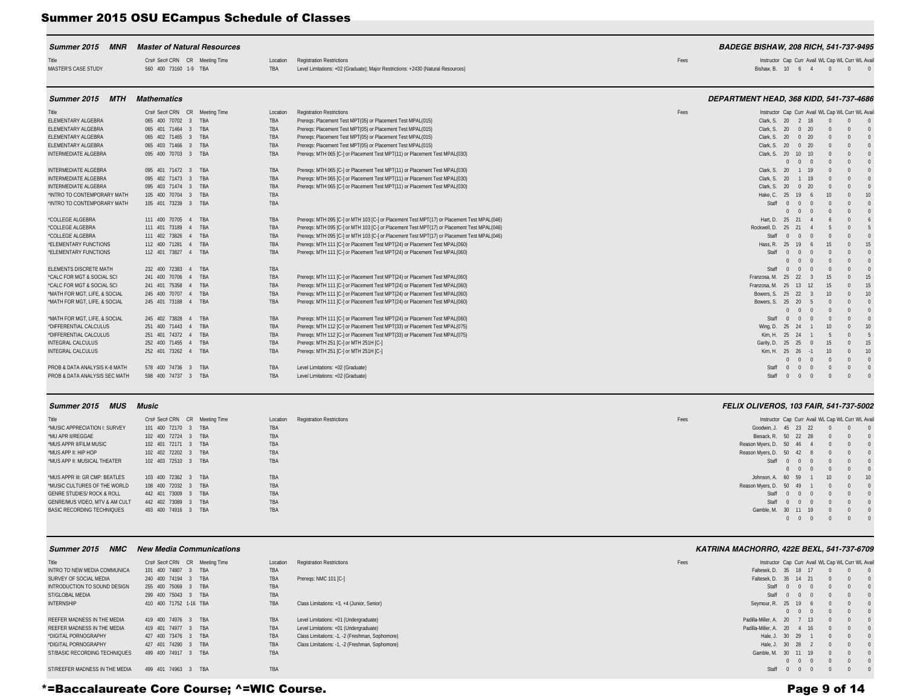# Summer 2015 OSU ECampus Schedule of Classes

## Summer 2015 MNR Master of Natural Resources

**BADEGE BISHAW, 208 RICH, 541-737-9495**

| Title | Crs# | Sec# | CRN | CR | Meeting Time | Location | Registration Restrictions | Fees | Instructor | Cap | Curr | Avail | WL Cap | WL Curr | WL Avail |
|---|---|---|---|---|---|---|---|---|---|---|---|---|---|---|---|
| MASTER'S CASE STUDY | 560 | 400 | 73160 | 1-9 | TBA | TBA | Level Limitations: +02 (Graduate); Major Restrictions: +2430 (Natural Resources) | | Bishaw, B. | 10 | 6 | 4 | 0 | 0 | 0 |

## Summer 2015 MTH Mathematics

**DEPARTMENT HEAD, 368 KIDD, 541-737-4686**

| Title | Crs# | Sec# | CRN | CR | Meeting Time | Location | Registration Restrictions | Fees | Instructor | Cap | Curr | Avail | WL Cap | WL Curr | WL Avail |
|---|---|---|---|---|---|---|---|---|---|---|---|---|---|---|---|
| ELEMENTARY ALGEBRA | 065 | 400 | 70702 | 3 | TBA | TBA | Prereqs: Placement Test MPT(05) or Placement Test MPAL(015) | | Clark, S. | 20 | 2 | 18 | 0 | 0 | 0 |
| ELEMENTARY ALGEBRA | 065 | 401 | 71464 | 3 | TBA | TBA | Prereqs: Placement Test MPT(05) or Placement Test MPAL(015) | | Clark, S. | 20 | 0 | 20 | 0 | 0 | 0 |
| ELEMENTARY ALGEBRA | 065 | 402 | 71465 | 3 | TBA | TBA | Prereqs: Placement Test MPT(05) or Placement Test MPAL(015) | | Clark, S. | 20 | 0 | 20 | 0 | 0 | 0 |
| ELEMENTARY ALGEBRA | 065 | 403 | 71466 | 3 | TBA | TBA | Prereqs: Placement Test MPT(05) or Placement Test MPAL(015) | | Clark, S. | 20 | 0 | 20 | 0 | 0 | 0 |
| INTERMEDIATE ALGEBRA | 095 | 400 | 70703 | 3 | TBA | TBA | Prereqs: MTH 065 [C-] or Placement Test MPT(11) or Placement Test MPAL(030) | | Clark, S. | 20 | 10 | 10 | 0 | 0 | 0 |
| | | | | | | | | | | 0 | 0 | 0 | 0 | 0 | 0 |
| INTERMEDIATE ALGEBRA | 095 | 401 | 71472 | 3 | TBA | TBA | Prereqs: MTH 065 [C-] or Placement Test MPT(11) or Placement Test MPAL(030) | | Clark, S. | 20 | 1 | 19 | 0 | 0 | 0 |
| INTERMEDIATE ALGEBRA | 095 | 402 | 71473 | 3 | TBA | TBA | Prereqs: MTH 065 [C-] or Placement Test MPT(11) or Placement Test MPAL(030) | | Clark, S. | 20 | 1 | 19 | 0 | 0 | 0 |
| INTERMEDIATE ALGEBRA | 095 | 403 | 71474 | 3 | TBA | TBA | Prereqs: MTH 065 [C-] or Placement Test MPT(11) or Placement Test MPAL(030) | | Clark, S. | 20 | 0 | 20 | 0 | 0 | 0 |
| *INTRO TO CONTEMPORARY MATH | 105 | 400 | 70704 | 3 | TBA | TBA | | | Hake, C. | 25 | 19 | 6 | 10 | 0 | 10 |
| *INTRO TO CONTEMPORARY MATH | 105 | 401 | 73239 | 3 | TBA | TBA | | | Staff | 0 | 0 | 0 | 0 | 0 | 0 |
| | | | | | | | | | | 0 | 0 | 0 | 0 | 0 | 0 |
| *COLLEGE ALGEBRA | 111 | 400 | 70705 | 4 | TBA | TBA | Prereqs: MTH 095 [C-] or MTH 103 [C-] or Placement Test MPT(17) or Placement Test MPAL(046) | | Hart, D. | 25 | 21 | 4 | 6 | 0 | 6 |
| *COLLEGE ALGEBRA | 111 | 401 | 73189 | 4 | TBA | TBA | Prereqs: MTH 095 [C-] or MTH 103 [C-] or Placement Test MPT(17) or Placement Test MPAL(046) | | Rockwell, D. | 25 | 21 | 4 | 5 | 0 | 5 |
| *COLLEGE ALGEBRA | 111 | 402 | 73826 | 4 | TBA | TBA | Prereqs: MTH 095 [C-] or MTH 103 [C-] or Placement Test MPT(17) or Placement Test MPAL(046) | | Staff | 0 | 0 | 0 | 0 | 0 | 0 |
| *ELEMENTARY FUNCTIONS | 112 | 400 | 71281 | 4 | TBA | TBA | Prereqs: MTH 111 [C-] or Placement Test MPT(24) or Placement Test MPAL(060) | | Hass, R. | 25 | 19 | 6 | 15 | 0 | 15 |
| *ELEMENTARY FUNCTIONS | 112 | 401 | 73827 | 4 | TBA | TBA | Prereqs: MTH 111 [C-] or Placement Test MPT(24) or Placement Test MPAL(060) | | Staff | 0 | 0 | 0 | 0 | 0 | 0 |
| | | | | | | | | | | 0 | 0 | 0 | 0 | 0 | 0 |
| ELEMENTS DISCRETE MATH | 232 | 400 | 72383 | 4 | TBA | TBA | | | Staff | 0 | 0 | 0 | 0 | 0 | 0 |
| *CALC FOR MGT & SOCIAL SCI | 241 | 400 | 70706 | 4 | TBA | TBA | Prereqs: MTH 111 [C-] or Placement Test MPT(24) or Placement Test MPAL(060) | | Franzosa, M. | 25 | 22 | 3 | 15 | 0 | 15 |
| *CALC FOR MGT & SOCIAL SCI | 241 | 401 | 75358 | 4 | TBA | TBA | Prereqs: MTH 111 [C-] or Placement Test MPT(24) or Placement Test MPAL(060) | | Franzosa, M. | 25 | 13 | 12 | 15 | 0 | 15 |
| *MATH FOR MGT, LIFE, & SOCIAL | 245 | 400 | 70707 | 4 | TBA | TBA | Prereqs: MTH 111 [C-] or Placement Test MPT(24) or Placement Test MPAL(060) | | Bowers, S. | 25 | 22 | 3 | 10 | 0 | 10 |
| *MATH FOR MGT, LIFE, & SOCIAL | 245 | 401 | 73188 | 4 | TBA | TBA | Prereqs: MTH 111 [C-] or Placement Test MPT(24) or Placement Test MPAL(060) | | Bowers, S. | 25 | 20 | 5 | 0 | 0 | 0 |
| | | | | | | | | | | 0 | 0 | 0 | 0 | 0 | 0 |
| *MATH FOR MGT, LIFE, & SOCIAL | 245 | 402 | 73828 | 4 | TBA | TBA | Prereqs: MTH 111 [C-] or Placement Test MPT(24) or Placement Test MPAL(060) | | Staff | 0 | 0 | 0 | 0 | 0 | 0 |
| *DIFFERENTIAL CALCULUS | 251 | 400 | 71443 | 4 | TBA | TBA | Prereqs: MTH 112 [C-] or Placement Test MPT(33) or Placement Test MPAL(075) | | Wing, D. | 25 | 24 | 1 | 10 | 0 | 10 |
| *DIFFERENTIAL CALCULUS | 251 | 401 | 74372 | 4 | TBA | TBA | Prereqs: MTH 112 [C-] or Placement Test MPT(33) or Placement Test MPAL(075) | | Kim, H. | 25 | 24 | 1 | 5 | 0 | 5 |
| INTEGRAL CALCULUS | 252 | 400 | 71455 | 4 | TBA | TBA | Prereqs: MTH 251 [C-] or MTH 251H [C-] | | Garity, D. | 25 | 25 | 0 | 15 | 0 | 15 |
| INTEGRAL CALCULUS | 252 | 401 | 73262 | 4 | TBA | TBA | Prereqs: MTH 251 [C-] or MTH 251H [C-] | | Kim, H. | 25 | 26 | -1 | 10 | 0 | 10 |
| | | | | | | | | | | 0 | 0 | 0 | 0 | 0 | 0 |
| PROB & DATA ANALYSIS K-8 MATH | 578 | 400 | 74736 | 3 | TBA | TBA | Level Limitations: +02 (Graduate) | | Staff | 0 | 0 | 0 | 0 | 0 | 0 |
| PROB & DATA ANALYSIS SEC MATH | 598 | 400 | 74737 | 3 | TBA | TBA | Level Limitations: +02 (Graduate) | | Staff | 0 | 0 | 0 | 0 | 0 | 0 |

## Summer 2015 MUS Music

**FELIX OLIVEROS, 103 FAIR, 541-737-5002**

| Title | Crs# | Sec# | CRN | CR | Meeting Time | Location | Registration Restrictions | Fees | Instructor | Cap | Curr | Avail | WL Cap | WL Curr | WL Avail |
|---|---|---|---|---|---|---|---|---|---|---|---|---|---|---|---|
| *MUSIC APPRECIATION I: SURVEY | 101 | 400 | 72170 | 3 | TBA | TBA | | | Goodwin, J. | 45 | 23 | 22 | 0 | 0 | 0 |
| *MU APR II/REGGAE | 102 | 400 | 72724 | 3 | TBA | TBA | | | Biesack, R. | 50 | 22 | 28 | 0 | 0 | 0 |
| *MUS APPR II/FILM MUSIC | 102 | 401 | 72171 | 3 | TBA | TBA | | | Reason Myers, D. | 50 | 46 | 4 | 0 | 0 | 0 |
| *MUS APP II: HIP HOP | 102 | 402 | 72202 | 3 | TBA | TBA | | | Reason Myers, D. | 50 | 42 | 8 | 0 | 0 | 0 |
| *MUS APP II: MUSICAL THEATER | 102 | 403 | 72510 | 3 | TBA | TBA | | | Staff | 0 | 0 | 0 | 0 | 0 | 0 |
| | | | | | | | | | | 0 | 0 | 0 | 0 | 0 | 0 |
| *MUS APPR III: GR CMP: BEATLES | 103 | 400 | 72362 | 3 | TBA | TBA | | | Johnson, A. | 60 | 59 | 1 | 10 | 0 | 10 |
| *MUSIC CULTURES OF THE WORLD | 108 | 400 | 72032 | 3 | TBA | TBA | | | Reason Myers, D. | 50 | 49 | 1 | 0 | 0 | 0 |
| GENRE STUDIES/ ROCK & ROLL | 442 | 401 | 73009 | 3 | TBA | TBA | | | Staff | 0 | 0 | 0 | 0 | 0 | 0 |
| GENRE/MUS VIDEO, MTV & AM CULT | 442 | 402 | 73089 | 3 | TBA | TBA | | | Staff | 0 | 0 | 0 | 0 | 0 | 0 |
| BASIC RECORDING TECHNIQUES | 493 | 400 | 74916 | 3 | TBA | TBA | | | Gamble, M. | 30 | 11 | 19 | 0 | 0 | 0 |
| | | | | | | | | | | 0 | 0 | 0 | 0 | 0 | 0 |

## Summer 2015 NMC New Media Communications

**KATRINA MACHORRO, 422E BEXL, 541-737-6709**

| Title | Crs# | Sec# | CRN | CR | Meeting Time | Location | Registration Restrictions | Fees | Instructor | Cap | Curr | Avail | WL Cap | WL Curr | WL Avail |
|---|---|---|---|---|---|---|---|---|---|---|---|---|---|---|---|
| INTRO TO NEW MEDIA COMMUNICA | 101 | 400 | 74807 | 3 | TBA | TBA | | | Faltesek, D. | 35 | 18 | 17 | 0 | 0 | 0 |
| SURVEY OF SOCIAL MEDIA | 240 | 400 | 74194 | 3 | TBA | TBA | Prereqs: NMC 101 [C-] | | Faltesek, D. | 35 | 14 | 21 | 0 | 0 | 0 |
| INTRODUCTION TO SOUND DESIGN | 255 | 400 | 75069 | 3 | TBA | TBA | | | Staff | 0 | 0 | 0 | 0 | 0 | 0 |
| ST/GLOBAL MEDIA | 299 | 400 | 75043 | 3 | TBA | TBA | | | Staff | 0 | 0 | 0 | 0 | 0 | 0 |
| INTERNSHIP | 410 | 400 | 71752 | 1-16 | TBA | TBA | Class Limitations: +3, +4 (Junior, Senior) | | Seymour, R. | 25 | 19 | 6 | 0 | 0 | 0 |
| | | | | | | | | | | 0 | 0 | 0 | 0 | 0 | 0 |
| REEFER MADNESS IN THE MEDIA | 419 | 400 | 74976 | 3 | TBA | TBA | Level Limitations: +01 (Undergraduate) | | Padilla-Miller, A. | 20 | 7 | 13 | 0 | 0 | 0 |
| REEFER MADNESS IN THE MEDIA | 419 | 401 | 74977 | 3 | TBA | TBA | Level Limitations: +01 (Undergraduate) | | Padilla-Miller, A. | 20 | 4 | 16 | 0 | 0 | 0 |
| *DIGITAL PORNOGRAPHY | 427 | 400 | 73476 | 3 | TBA | TBA | Class Limitations: -1, -2 (Freshman, Sophomore) | | Hale, J. | 30 | 29 | 1 | 0 | 0 | 0 |
| *DIGITAL PORNOGRAPHY | 427 | 401 | 74290 | 3 | TBA | TBA | Class Limitations: -1, -2 (Freshman, Sophomore) | | Hale, J. | 30 | 28 | 2 | 0 | 0 | 0 |
| ST/BASIC RECORDING TECHNIQUES | 499 | 400 | 74917 | 3 | TBA | TBA | | | Gamble, M. | 30 | 11 | 19 | 0 | 0 | 0 |
| | | | | | | | | | | 0 | 0 | 0 | 0 | 0 | 0 |
| ST/REEFER MADNESS IN THE MEDIA | 499 | 401 | 74963 | 3 | TBA | TBA | | | Staff | 0 | 0 | 0 | 0 | 0 | 0 |

*=Baccalaureate Core Course; ^=WIC Course.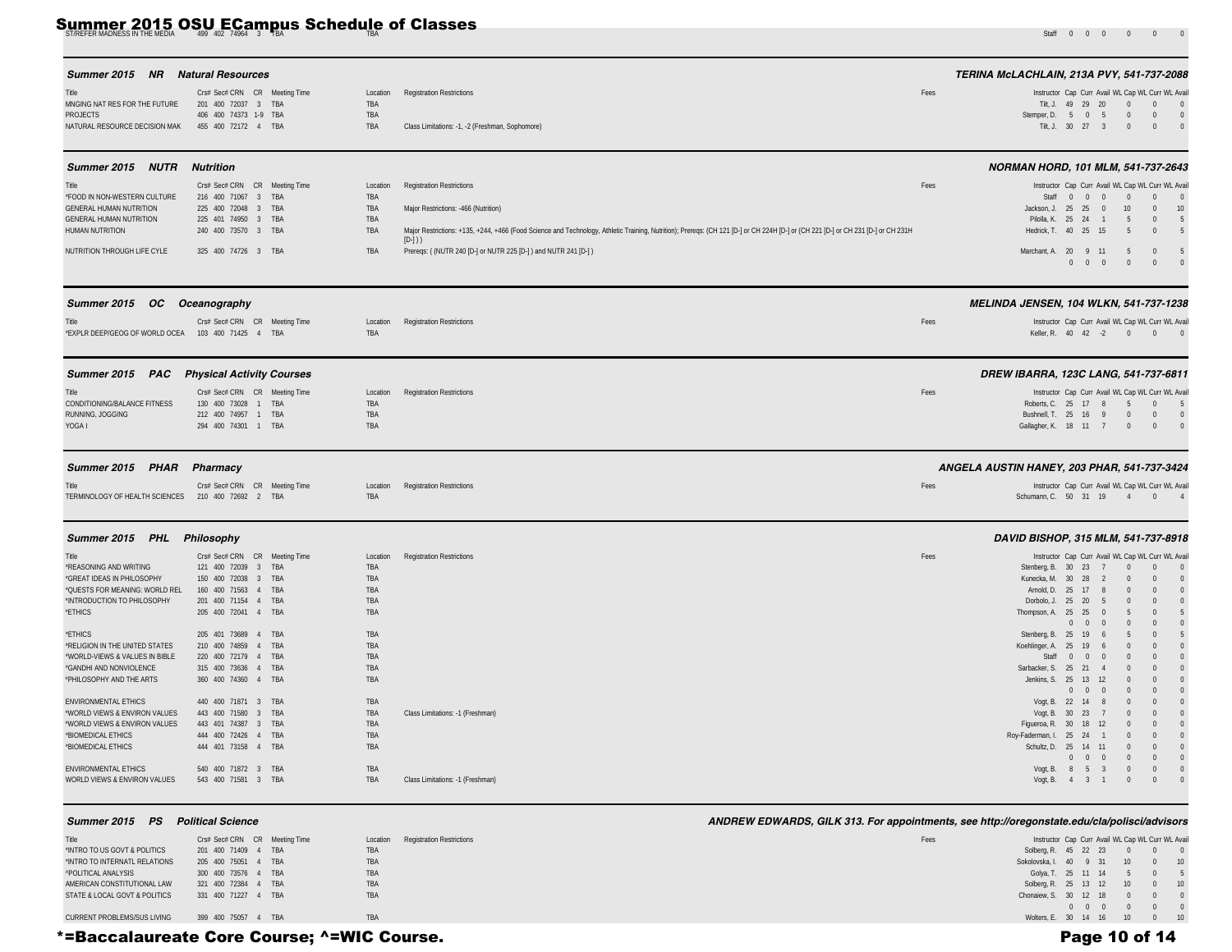| Title | Crs# | Sec# | CRN | CR | Meeting Time | Location | Registration Restrictions | Fees | Instructor | Cap | Curr | Avail | WL Cap | WL Curr | WL Avail |
|---|---|---|---|---|---|---|---|---|---|---|---|---|---|---|---|
| ST/REFER MADNESS IN THE MEDIA | 499 | 402 | 74964 | 3 | TBA | TBA | | | Staff | 0 | 0 | 0 | 0 | 0 | 0 |

## Summer 2015 NR Natural Resources

**TERINA McLACHLAIN, 213A PVY, 541-737-2088**

| Title | Crs# | Sec# | CRN | CR | Meeting Time | Location | Registration Restrictions | Fees | Instructor | Cap | Curr | Avail | WL Cap | WL Curr | WL Avail |
|---|---|---|---|---|---|---|---|---|---|---|---|---|---|---|---|
| MNGING NAT RES FOR THE FUTURE | 201 | 400 | 72037 | 3 | TBA | TBA | | | Tilt, J. | 49 | 29 | 20 | 0 | 0 | 0 |
| PROJECTS | 406 | 400 | 74373 | 1-9 | TBA | TBA | | | Stemper, D. | 5 | 0 | 5 | 0 | 0 | 0 |
| NATURAL RESOURCE DECISION MAK | 455 | 400 | 72172 | 4 | TBA | TBA | Class Limitations: -1, -2 (Freshman, Sophomore) | | Tilt, J. | 30 | 27 | 3 | 0 | 0 | 0 |

## Summer 2015 NUTR Nutrition

**NORMAN HORD, 101 MLM, 541-737-2643**

| Title | Crs# | Sec# | CRN | CR | Meeting Time | Location | Registration Restrictions | Fees | Instructor | Cap | Curr | Avail | WL Cap | WL Curr | WL Avail |
|---|---|---|---|---|---|---|---|---|---|---|---|---|---|---|---|
| *FOOD IN NON-WESTERN CULTURE | 216 | 400 | 71067 | 3 | TBA | TBA | | | Staff | 0 | 0 | 0 | 0 | 0 | 0 |
| GENERAL HUMAN NUTRITION | 225 | 400 | 72048 | 3 | TBA | TBA | Major Restrictions: -466 (Nutrition) | | Jackson, J. | 25 | 25 | 0 | 10 | 0 | 10 |
| GENERAL HUMAN NUTRITION | 225 | 401 | 74950 | 3 | TBA | TBA | | | Pilolla, K. | 25 | 24 | 1 | 5 | 0 | 5 |
| HUMAN NUTRITION | 240 | 400 | 73570 | 3 | TBA | TBA | Major Restrictions: +135, +244, +466 (Food Science and Technology, Athletic Training, Nutrition); Prereqs: (CH 121 [D-] or CH 224H [D-] or (CH 221 [D-] or CH 231 [D-] or CH 231H [D-] ) ) | | Hedrick, T. | 40 | 25 | 15 | 5 | 0 | 5 |
| NUTRITION THROUGH LIFE CYLE | 325 | 400 | 74726 | 3 | TBA | TBA | Prereqs: ( (NUTR 240 [D-] or NUTR 225 [D-] ) and NUTR 241 [D-] ) | | Marchant, A. | 20 | 9 | 11 | 5 | 0 | 5 |
| | | | | | | | | | | 0 | 0 | 0 | 0 | 0 | 0 |

## Summer 2015 OC Oceanography

**MELINDA JENSEN, 104 WLKN, 541-737-1238**

| Title | Crs# | Sec# | CRN | CR | Meeting Time | Location | Registration Restrictions | Fees | Instructor | Cap | Curr | Avail | WL Cap | WL Curr | WL Avail |
|---|---|---|---|---|---|---|---|---|---|---|---|---|---|---|---|
| *EXPLR DEEP/GEOG OF WORLD OCEA | 103 | 400 | 71425 | 4 | TBA | TBA | | | Keller, R. | 40 | 42 | -2 | 0 | 0 | 0 |

## Summer 2015 PAC Physical Activity Courses

**DREW IBARRA, 123C LANG, 541-737-6811**

| Title | Crs# | Sec# | CRN | CR | Meeting Time | Location | Registration Restrictions | Fees | Instructor | Cap | Curr | Avail | WL Cap | WL Curr | WL Avail |
|---|---|---|---|---|---|---|---|---|---|---|---|---|---|---|---|
| CONDITIONING/BALANCE FITNESS | 130 | 400 | 73028 | 1 | TBA | TBA | | | Roberts, C. | 25 | 17 | 8 | 5 | 0 | 5 |
| RUNNING, JOGGING | 212 | 400 | 74957 | 1 | TBA | TBA | | | Bushnell, T. | 25 | 16 | 9 | 0 | 0 | 0 |
| YOGA I | 294 | 400 | 74301 | 1 | TBA | TBA | | | Gallagher, K. | 18 | 11 | 7 | 0 | 0 | 0 |

## Summer 2015 PHAR Pharmacy

**ANGELA AUSTIN HANEY, 203 PHAR, 541-737-3424**

| Title | Crs# | Sec# | CRN | CR | Meeting Time | Location | Registration Restrictions | Fees | Instructor | Cap | Curr | Avail | WL Cap | WL Curr | WL Avail |
|---|---|---|---|---|---|---|---|---|---|---|---|---|---|---|---|
| TERMINOLOGY OF HEALTH SCIENCES | 210 | 400 | 72692 | 2 | TBA | TBA | | | Schumann, C. | 50 | 31 | 19 | 4 | 0 | 4 |

## Summer 2015 PHL Philosophy

**DAVID BISHOP, 315 MLM, 541-737-8918**

| Title | Crs# | Sec# | CRN | CR | Meeting Time | Location | Registration Restrictions | Fees | Instructor | Cap | Curr | Avail | WL Cap | WL Curr | WL Avail |
|---|---|---|---|---|---|---|---|---|---|---|---|---|---|---|---|
| *REASONING AND WRITING | 121 | 400 | 72039 | 3 | TBA | TBA | | | Stenberg, B. | 30 | 23 | 7 | 0 | 0 | 0 |
| *GREAT IDEAS IN PHILOSOPHY | 150 | 400 | 72038 | 3 | TBA | TBA | | | Kunecka, M. | 30 | 28 | 2 | 0 | 0 | 0 |
| *QUESTS FOR MEANING: WORLD REL | 160 | 400 | 71563 | 4 | TBA | TBA | | | Arnold, D. | 25 | 17 | 8 | 0 | 0 | 0 |
| *INTRODUCTION TO PHILOSOPHY | 201 | 400 | 71154 | 4 | TBA | TBA | | | Dorbolo, J. | 25 | 20 | 5 | 0 | 0 | 0 |
| *ETHICS | 205 | 400 | 72041 | 4 | TBA | TBA | | | Thompson, A. | 25 | 25 | 0 | 5 | 0 | 5 |
| | | | | | | | | | | 0 | 0 | 0 | 0 | 0 | 0 |
| *ETHICS | 205 | 401 | 73689 | 4 | TBA | TBA | | | Stenberg, B. | 25 | 19 | 6 | 5 | 0 | 5 |
| *RELIGION IN THE UNITED STATES | 210 | 400 | 74859 | 4 | TBA | TBA | | | Koehlinger, A. | 25 | 19 | 6 | 0 | 0 | 0 |
| *WORLD-VIEWS & VALUES IN BIBLE | 220 | 400 | 72179 | 4 | TBA | TBA | | | Staff | 0 | 0 | 0 | 0 | 0 | 0 |
| *GANDHI AND NONVIOLENCE | 315 | 400 | 73636 | 4 | TBA | TBA | | | Sarbacker, S. | 25 | 21 | 4 | 0 | 0 | 0 |
| *PHILOSOPHY AND THE ARTS | 360 | 400 | 74360 | 4 | TBA | TBA | | | Jenkins, S. | 25 | 13 | 12 | 0 | 0 | 0 |
| | | | | | | | | | | 0 | 0 | 0 | 0 | 0 | 0 |
| ENVIRONMENTAL ETHICS | 440 | 400 | 71871 | 3 | TBA | TBA | | | Vogt, B. | 22 | 14 | 8 | 0 | 0 | 0 |
| *WORLD VIEWS & ENVIRON VALUES | 443 | 400 | 71580 | 3 | TBA | TBA | Class Limitations: -1 (Freshman) | | Vogt, B. | 30 | 23 | 7 | 0 | 0 | 0 |
| *WORLD VIEWS & ENVIRON VALUES | 443 | 401 | 74387 | 3 | TBA | TBA | | | Figueroa, R. | 30 | 18 | 12 | 0 | 0 | 0 |
| *BIOMEDICAL ETHICS | 444 | 400 | 72426 | 4 | TBA | TBA | | | Roy-Faderman, I. | 25 | 24 | 1 | 0 | 0 | 0 |
| *BIOMEDICAL ETHICS | 444 | 401 | 73158 | 4 | TBA | TBA | | | Schultz, D. | 25 | 14 | 11 | 0 | 0 | 0 |
| | | | | | | | | | | 0 | 0 | 0 | 0 | 0 | 0 |
| ENVIRONMENTAL ETHICS | 540 | 400 | 71872 | 3 | TBA | TBA | | | Vogt, B. | 8 | 5 | 3 | 0 | 0 | 0 |
| WORLD VIEWS & ENVIRON VALUES | 543 | 400 | 71581 | 3 | TBA | TBA | Class Limitations: -1 (Freshman) | | Vogt, B. | 4 | 3 | 1 | 0 | 0 | 0 |

## Summer 2015 PS Political Science

**ANDREW EDWARDS, GILK 313. For appointments, see http://oregonstate.edu/cla/polisci/advisors**

| Title | Crs# | Sec# | CRN | CR | Meeting Time | Location | Registration Restrictions | Fees | Instructor | Cap | Curr | Avail | WL Cap | WL Curr | WL Avail |
|---|---|---|---|---|---|---|---|---|---|---|---|---|---|---|---|
| *INTRO TO US GOVT & POLITICS | 201 | 400 | 71409 | 4 | TBA | TBA | | | Solberg, R. | 45 | 22 | 23 | 0 | 0 | 0 |
| *INTRO TO INTERNATL RELATIONS | 205 | 400 | 75051 | 4 | TBA | TBA | | | Sokolovska, I. | 40 | 9 | 31 | 10 | 0 | 10 |
| ^POLITICAL ANALYSIS | 300 | 400 | 73576 | 4 | TBA | TBA | | | Golya, T. | 25 | 11 | 14 | 5 | 0 | 5 |
| AMERICAN CONSTITUTIONAL LAW | 321 | 400 | 72384 | 4 | TBA | TBA | | | Solberg, R. | 25 | 13 | 12 | 10 | 0 | 10 |
| STATE & LOCAL GOVT & POLITICS | 331 | 400 | 71227 | 4 | TBA | TBA | | | Chonaiew, S. | 30 | 12 | 18 | 0 | 0 | 0 |
| | | | | | | | | | | 0 | 0 | 0 | 0 | 0 | 0 |
| CURRENT PROBLEMS/SUS LIVING | 399 | 400 | 75057 | 4 | TBA | TBA | | | Wolters, E. | 30 | 14 | 16 | 10 | 0 | 10 |

*=Baccalaureate Core Course; ^=WIC Course.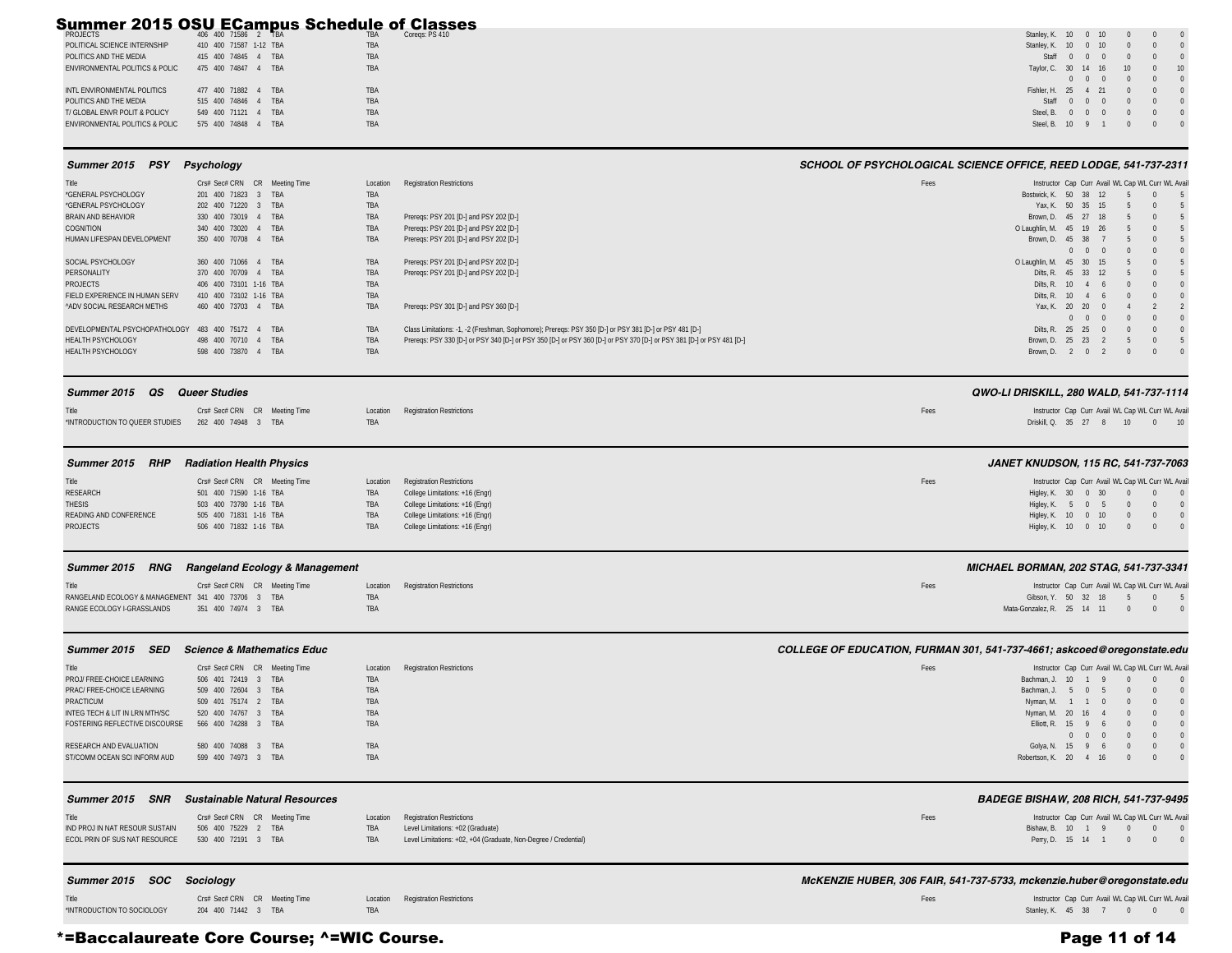| Title | Crs# | Sec# | CRN | CR | Meeting Time | Location | Registration Restrictions | Fees | Instructor | Cap | Curr | Avail | WL Cap | WL Curr | WL Avail |
|---|---|---|---|---|---|---|---|---|---|---|---|---|---|---|---|
| PROJECTS | 406 | 400 | 71586 | 2 | TBA | TBA | Coreqs: PS 410 | | Stanley, K. | 10 | 0 | 10 | 0 | 0 | 0 |
| POLITICAL SCIENCE INTERNSHIP | 410 | 400 | 71587 | 1-12 | TBA | TBA | | | Stanley, K. | 10 | 0 | 10 | 0 | 0 | 0 |
| POLITICS AND THE MEDIA | 415 | 400 | 74845 | 4 | TBA | TBA | | | Staff | 0 | 0 | 0 | 0 | 0 | 0 |
| ENVIRONMENTAL POLITICS & POLIC | 475 | 400 | 74847 | 4 | TBA | TBA | | | Taylor, C. | 30 | 14 | 16 | 10 | 0 | 10 |
| | | | | | | | | | | 0 | 0 | 0 | 0 | 0 | 0 |
| INTL ENVIRONMENTAL POLITICS | 477 | 400 | 71882 | 4 | TBA | TBA | | | Fishler, H. | 25 | 4 | 21 | 0 | 0 | 0 |
| POLITICS AND THE MEDIA | 515 | 400 | 74846 | 4 | TBA | TBA | | | Staff | 0 | 0 | 0 | 0 | 0 | 0 |
| T/ GLOBAL ENVR POLIT & POLICY | 549 | 400 | 71121 | 4 | TBA | TBA | | | Steel, B. | 0 | 0 | 0 | 0 | 0 | 0 |
| ENVIRONMENTAL POLITICS & POLIC | 575 | 400 | 74848 | 4 | TBA | TBA | | | Steel, B. | 10 | 9 | 1 | 0 | 0 | 0 |

## Summer 2015 PSY Psychology

SCHOOL OF PSYCHOLOGICAL SCIENCE OFFICE, REED LODGE, 541-737-2311

| Title | Crs# | Sec# | CRN | CR | Meeting Time | Location | Registration Restrictions | Fees | Instructor | Cap | Curr | Avail | WL Cap | WL Curr | WL Avail |
|---|---|---|---|---|---|---|---|---|---|---|---|---|---|---|---|
| *GENERAL PSYCHOLOGY | 201 | 400 | 71823 | 3 | TBA | TBA | | | Bostwick, K. | 50 | 38 | 12 | 5 | 0 | 5 |
| *GENERAL PSYCHOLOGY | 202 | 400 | 71220 | 3 | TBA | TBA | | | Yax, K. | 50 | 35 | 15 | 5 | 0 | 5 |
| BRAIN AND BEHAVIOR | 330 | 400 | 73019 | 4 | TBA | TBA | Prereqs: PSY 201 [D-] and PSY 202 [D-] | | Brown, D. | 45 | 27 | 18 | 5 | 0 | 5 |
| COGNITION | 340 | 400 | 73020 | 4 | TBA | TBA | Prereqs: PSY 201 [D-] and PSY 202 [D-] | | O Laughlin, M. | 45 | 19 | 26 | 5 | 0 | 5 |
| HUMAN LIFESPAN DEVELOPMENT | 350 | 400 | 70708 | 4 | TBA | TBA | Prereqs: PSY 201 [D-] and PSY 202 [D-] | | Brown, D. | 45 | 38 | 7 | 5 | 0 | 5 |
| | | | | | | | | | | 0 | 0 | 0 | 0 | 0 | 0 |
| SOCIAL PSYCHOLOGY | 360 | 400 | 71066 | 4 | TBA | TBA | Prereqs: PSY 201 [D-] and PSY 202 [D-] | | O Laughlin, M. | 45 | 30 | 15 | 5 | 0 | 5 |
| PERSONALITY | 370 | 400 | 70709 | 4 | TBA | TBA | Prereqs: PSY 201 [D-] and PSY 202 [D-] | | Dilts, R. | 45 | 33 | 12 | 5 | 0 | 5 |
| PROJECTS | 406 | 400 | 73101 | 1-16 | TBA | TBA | | | Dilts, R. | 10 | 4 | 6 | 0 | 0 | 0 |
| FIELD EXPERIENCE IN HUMAN SERV | 410 | 400 | 73102 | 1-16 | TBA | TBA | | | Dilts, R. | 10 | 4 | 6 | 0 | 0 | 0 |
| ^ADV SOCIAL RESEARCH METHS | 460 | 400 | 73703 | 4 | TBA | TBA | Prereqs: PSY 301 [D-] and PSY 360 [D-] | | Yax, K. | 20 | 20 | 0 | 4 | 2 | 2 |
| | | | | | | | | | | 0 | 0 | 0 | 0 | 0 | 0 |
| DEVELOPMENTAL PSYCHOPATHOLOGY | 483 | 400 | 75172 | 4 | TBA | TBA | Class Limitations: -1, -2 (Freshman, Sophomore); Prereqs: PSY 350 [D-] or PSY 381 [D-] or PSY 481 [D-] | | Dilts, R. | 25 | 25 | 0 | 0 | 0 | 0 |
| HEALTH PSYCHOLOGY | 498 | 400 | 70710 | 4 | TBA | TBA | Prereqs: PSY 330 [D-] or PSY 340 [D-] or PSY 350 [D-] or PSY 360 [D-] or PSY 370 [D-] or PSY 381 [D-] or PSY 481 [D-] | | Brown, D. | 25 | 23 | 2 | 5 | 0 | 5 |
| HEALTH PSYCHOLOGY | 598 | 400 | 73870 | 4 | TBA | TBA | | | Brown, D. | 2 | 0 | 2 | 0 | 0 | 0 |

## Summer 2015 QS Queer Studies

QWO-LI DRISKILL, 280 WALD, 541-737-1114

| Title | Crs# | Sec# | CRN | CR | Meeting Time | Location | Registration Restrictions | Fees | Instructor | Cap | Curr | Avail | WL Cap | WL Curr | WL Avail |
|---|---|---|---|---|---|---|---|---|---|---|---|---|---|---|---|
| *INTRODUCTION TO QUEER STUDIES | 262 | 400 | 74948 | 3 | TBA | TBA | | | Driskill, Q. | 35 | 27 | 8 | 10 | 0 | 10 |

## Summer 2015 RHP Radiation Health Physics

JANET KNUDSON, 115 RC, 541-737-7063

| Title | Crs# | Sec# | CRN | CR | Meeting Time | Location | Registration Restrictions | Fees | Instructor | Cap | Curr | Avail | WL Cap | WL Curr | WL Avail |
|---|---|---|---|---|---|---|---|---|---|---|---|---|---|---|---|
| RESEARCH | 501 | 400 | 71590 | 1-16 | TBA | TBA | College Limitations: +16 (Engr) | | Higley, K. | 30 | 0 | 30 | 0 | 0 | 0 |
| THESIS | 503 | 400 | 73780 | 1-16 | TBA | TBA | College Limitations: +16 (Engr) | | Higley, K. | 5 | 0 | 5 | 0 | 0 | 0 |
| READING AND CONFERENCE | 505 | 400 | 71831 | 1-16 | TBA | TBA | College Limitations: +16 (Engr) | | Higley, K. | 10 | 0 | 10 | 0 | 0 | 0 |
| PROJECTS | 506 | 400 | 71832 | 1-16 | TBA | TBA | College Limitations: +16 (Engr) | | Higley, K. | 10 | 0 | 10 | 0 | 0 | 0 |

## Summer 2015 RNG Rangeland Ecology & Management

MICHAEL BORMAN, 202 STAG, 541-737-3341

| Title | Crs# | Sec# | CRN | CR | Meeting Time | Location | Registration Restrictions | Fees | Instructor | Cap | Curr | Avail | WL Cap | WL Curr | WL Avail |
|---|---|---|---|---|---|---|---|---|---|---|---|---|---|---|---|
| RANGELAND ECOLOGY & MANAGEMENT | 341 | 400 | 73706 | 3 | TBA | TBA | | | Gibson, Y. | 50 | 32 | 18 | 5 | 0 | 5 |
| RANGE ECOLOGY I-GRASSLANDS | 351 | 400 | 74974 | 3 | TBA | TBA | | | Mata-Gonzalez, R. | 25 | 14 | 11 | 0 | 0 | 0 |

## Summer 2015 SED Science & Mathematics Educ

COLLEGE OF EDUCATION, FURMAN 301, 541-737-4661; askcoed@oregonstate.edu

| Title | Crs# | Sec# | CRN | CR | Meeting Time | Location | Registration Restrictions | Fees | Instructor | Cap | Curr | Avail | WL Cap | WL Curr | WL Avail |
|---|---|---|---|---|---|---|---|---|---|---|---|---|---|---|---|
| PROJ/ FREE-CHOICE LEARNING | 506 | 401 | 72419 | 3 | TBA | TBA | | | Bachman, J. | 10 | 1 | 9 | 0 | 0 | 0 |
| PRAC/ FREE-CHOICE LEARNING | 509 | 400 | 72604 | 3 | TBA | TBA | | | Bachman, J. | 5 | 0 | 5 | 0 | 0 | 0 |
| PRACTICUM | 509 | 401 | 75174 | 2 | TBA | TBA | | | Nyman, M. | 1 | 1 | 0 | 0 | 0 | 0 |
| INTEG TECH & LIT IN LRN MTH/SC | 520 | 400 | 74767 | 3 | TBA | TBA | | | Nyman, M. | 20 | 16 | 4 | 0 | 0 | 0 |
| FOSTERING REFLECTIVE DISCOURSE | 566 | 400 | 74288 | 3 | TBA | TBA | | | Elliott, R. | 15 | 9 | 6 | 0 | 0 | 0 |
| | | | | | | | | | | 0 | 0 | 0 | 0 | 0 | 0 |
| RESEARCH AND EVALUATION | 580 | 400 | 74088 | 3 | TBA | TBA | | | Golya, N. | 15 | 9 | 6 | 0 | 0 | 0 |
| ST/COMM OCEAN SCI INFORM AUD | 599 | 400 | 74973 | 3 | TBA | TBA | | | Robertson, K. | 20 | 4 | 16 | 0 | 0 | 0 |

## Summer 2015 SNR Sustainable Natural Resources

BADEGE BISHAW, 208 RICH, 541-737-9495

| Title | Crs# | Sec# | CRN | CR | Meeting Time | Location | Registration Restrictions | Fees | Instructor | Cap | Curr | Avail | WL Cap | WL Curr | WL Avail |
|---|---|---|---|---|---|---|---|---|---|---|---|---|---|---|---|
| IND PROJ IN NAT RESOUR SUSTAIN | 506 | 400 | 75229 | 2 | TBA | TBA | Level Limitations: +02 (Graduate) | | Bishaw, B. | 10 | 1 | 9 | 0 | 0 | 0 |
| ECOL PRIN OF SUS NAT RESOURCE | 530 | 400 | 72191 | 3 | TBA | TBA | Level Limitations: +02, +04 (Graduate, Non-Degree / Credential) | | Perry, D. | 15 | 14 | 1 | 0 | 0 | 0 |

## Summer 2015 SOC Sociology

McKENZIE HUBER, 306 FAIR, 541-737-5733, mckenzie.huber@oregonstate.edu

| Title | Crs# | Sec# | CRN | CR | Meeting Time | Location | Registration Restrictions | Fees | Instructor | Cap | Curr | Avail | WL Cap | WL Curr | WL Avail |
|---|---|---|---|---|---|---|---|---|---|---|---|---|---|---|---|
| *INTRODUCTION TO SOCIOLOGY | 204 | 400 | 71442 | 3 | TBA | TBA | | | Stanley, K. | 45 | 38 | 7 | 0 | 0 | 0 |

*=Baccalaureate Core Course; ^=WIC Course.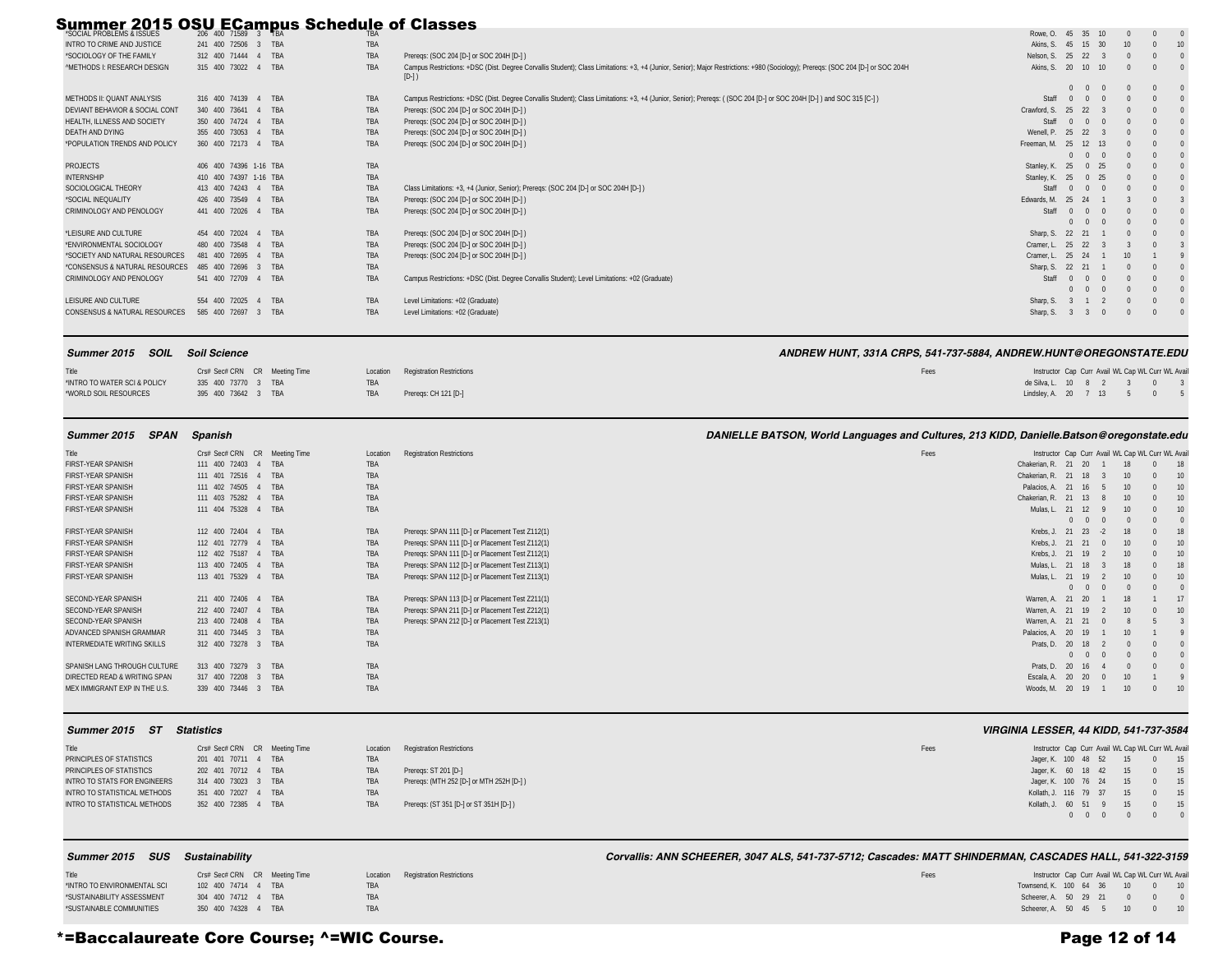| Title | Crs# | Sec# | CRN | CR | Meeting Time | Location | Registration Restrictions | Fees | Instructor | Cap | Curr | Avail | WL Cap | WL Curr | WL Avail |
|---|---|---|---|---|---|---|---|---|---|---|---|---|---|---|---|
| *SOCIAL PROBLEMS & ISSUES | 206 | 400 | 71589 | 3 | TBA | TBA | | | Rowe, O. | 45 | 35 | 10 | 0 | 0 | 0 |
| INTRO TO CRIME AND JUSTICE | 241 | 400 | 72506 | 3 | TBA | TBA | | | Akins, S. | 45 | 15 | 30 | 10 | 0 | 10 |
| *SOCIOLOGY OF THE FAMILY | 312 | 400 | 71444 | 4 | TBA | TBA | Prereqs: (SOC 204 [D-] or SOC 204H [D-] ) | | Nelson, S. | 25 | 22 | 3 | 0 | 0 | 0 |
| ^METHODS I: RESEARCH DESIGN | 315 | 400 | 73022 | 4 | TBA | TBA | Campus Restrictions: +DSC (Dist. Degree Corvallis Student); Class Limitations: +3, +4 (Junior, Senior); Major Restrictions: +980 (Sociology); Prereqs: (SOC 204 [D-] or SOC 204H [D-] ) | | Akins, S. | 20 | 10 | 10 | 0 | 0 | 0 |
| | | | | | | | | | | 0 | 0 | 0 | 0 | 0 | 0 |
| METHODS II: QUANT ANALYSIS | 316 | 400 | 74139 | 4 | TBA | TBA | Campus Restrictions: +DSC (Dist. Degree Corvallis Student); Class Limitations: +3, +4 (Junior, Senior); Prereqs: ( (SOC 204 [D-] or SOC 204H [D-] ) and SOC 315 [C-] ) | | Staff | 0 | 0 | 0 | 0 | 0 | 0 |
| DEVIANT BEHAVIOR & SOCIAL CONT | 340 | 400 | 73641 | 4 | TBA | TBA | Prereqs: (SOC 204 [D-] or SOC 204H [D-] ) | | Crawford, S. | 25 | 22 | 3 | 0 | 0 | 0 |
| HEALTH, ILLNESS AND SOCIETY | 350 | 400 | 74724 | 4 | TBA | TBA | Prereqs: (SOC 204 [D-] or SOC 204H [D-] ) | | Staff | 0 | 0 | 0 | 0 | 0 | 0 |
| DEATH AND DYING | 355 | 400 | 73053 | 4 | TBA | TBA | Prereqs: (SOC 204 [D-] or SOC 204H [D-] ) | | Wenell, P. | 25 | 22 | 3 | 0 | 0 | 0 |
| *POPULATION TRENDS AND POLICY | 360 | 400 | 72173 | 4 | TBA | TBA | Prereqs: (SOC 204 [D-] or SOC 204H [D-] ) | | Freeman, M. | 25 | 12 | 13 | 0 | 0 | 0 |
| | | | | | | | | | | 0 | 0 | 0 | 0 | 0 | 0 |
| PROJECTS | 406 | 400 | 74396 | 1-16 | TBA | TBA | | | Stanley, K. | 25 | 0 | 25 | 0 | 0 | 0 |
| INTERNSHIP | 410 | 400 | 74397 | 1-16 | TBA | TBA | | | Stanley, K. | 25 | 0 | 25 | 0 | 0 | 0 |
| SOCIOLOGICAL THEORY | 413 | 400 | 74243 | 4 | TBA | TBA | Class Limitations: +3, +4 (Junior, Senior); Prereqs: (SOC 204 [D-] or SOC 204H [D-] ) | | Staff | 0 | 0 | 0 | 0 | 0 | 0 |
| *SOCIAL INEQUALITY | 426 | 400 | 73549 | 4 | TBA | TBA | Prereqs: (SOC 204 [D-] or SOC 204H [D-] ) | | Edwards, M. | 25 | 24 | 1 | 3 | 0 | 3 |
| CRIMINOLOGY AND PENOLOGY | 441 | 400 | 72026 | 4 | TBA | TBA | Prereqs: (SOC 204 [D-] or SOC 204H [D-] ) | | Staff | 0 | 0 | 0 | 0 | 0 | 0 |
| | | | | | | | | | | 0 | 0 | 0 | 0 | 0 | 0 |
| *LEISURE AND CULTURE | 454 | 400 | 72024 | 4 | TBA | TBA | Prereqs: (SOC 204 [D-] or SOC 204H [D-] ) | | Sharp, S. | 22 | 21 | 1 | 0 | 0 | 0 |
| *ENVIRONMENTAL SOCIOLOGY | 480 | 400 | 73548 | 4 | TBA | TBA | Prereqs: (SOC 204 [D-] or SOC 204H [D-] ) | | Cramer, L. | 25 | 22 | 3 | 3 | 0 | 3 |
| *SOCIETY AND NATURAL RESOURCES | 481 | 400 | 72695 | 4 | TBA | TBA | Prereqs: (SOC 204 [D-] or SOC 204H [D-] ) | | Cramer, L. | 25 | 24 | 1 | 10 | 1 | 9 |
| *CONSENSUS & NATURAL RESOURCES | 485 | 400 | 72696 | 3 | TBA | TBA | | | Sharp, S. | 22 | 21 | 1 | 0 | 0 | 0 |
| CRIMINOLOGY AND PENOLOGY | 541 | 400 | 72709 | 4 | TBA | TBA | Campus Restrictions: +DSC (Dist. Degree Corvallis Student); Level Limitations: +02 (Graduate) | | Staff | 0 | 0 | 0 | 0 | 0 | 0 |
| | | | | | | | | | | 0 | 0 | 0 | 0 | 0 | 0 |
| LEISURE AND CULTURE | 554 | 400 | 72025 | 4 | TBA | TBA | Level Limitations: +02 (Graduate) | | Sharp, S. | 3 | 1 | 2 | 0 | 0 | 0 |
| CONSENSUS & NATURAL RESOURCES | 585 | 400 | 72697 | 3 | TBA | TBA | Level Limitations: +02 (Graduate) | | Sharp, S. | 3 | 3 | 0 | 0 | 0 | 0 |

## Summer 2015 SOIL Soil Science

**ANDREW HUNT, 331A CRPS, 541-737-5884, ANDREW.HUNT@OREGONSTATE.EDU**

| Title | Crs# | Sec# | CRN | CR | Meeting Time | Location | Registration Restrictions | Fees | Instructor | Cap | Curr | Avail | WL Cap | WL Curr | WL Avail |
|---|---|---|---|---|---|---|---|---|---|---|---|---|---|---|---|
| *INTRO TO WATER SCI & POLICY | 335 | 400 | 73770 | 3 | TBA | TBA | | | de Silva, L. | 10 | 8 | 2 | 3 | 0 | 3 |
| *WORLD SOIL RESOURCES | 395 | 400 | 73642 | 3 | TBA | TBA | Prereqs: CH 121 [D-] | | Lindsley, A. | 20 | 7 | 13 | 5 | 0 | 5 |

## Summer 2015 SPAN Spanish

**DANIELLE BATSON, World Languages and Cultures, 213 KIDD, Danielle.Batson@oregonstate.edu**

| Title | Crs# | Sec# | CRN | CR | Meeting Time | Location | Registration Restrictions | Fees | Instructor | Cap | Curr | Avail | WL Cap | WL Curr | WL Avail |
|---|---|---|---|---|---|---|---|---|---|---|---|---|---|---|---|
| FIRST-YEAR SPANISH | 111 | 400 | 72403 | 4 | TBA | TBA | | | Chakerian, R. | 21 | 20 | 1 | 18 | 0 | 18 |
| FIRST-YEAR SPANISH | 111 | 401 | 72516 | 4 | TBA | TBA | | | Chakerian, R. | 21 | 18 | 3 | 10 | 0 | 10 |
| FIRST-YEAR SPANISH | 111 | 402 | 74505 | 4 | TBA | TBA | | | Palacios, A. | 21 | 16 | 5 | 10 | 0 | 10 |
| FIRST-YEAR SPANISH | 111 | 403 | 75282 | 4 | TBA | TBA | | | Chakerian, R. | 21 | 13 | 8 | 10 | 0 | 10 |
| FIRST-YEAR SPANISH | 111 | 404 | 75328 | 4 | TBA | TBA | | | Mulas, L. | 21 | 12 | 9 | 10 | 0 | 10 |
| | | | | | | | | | | 0 | 0 | 0 | 0 | 0 | 0 |
| FIRST-YEAR SPANISH | 112 | 400 | 72404 | 4 | TBA | TBA | Prereqs: SPAN 111 [D-] or Placement Test Z112(1) | | Krebs, J. | 21 | 23 | -2 | 18 | 0 | 18 |
| FIRST-YEAR SPANISH | 112 | 401 | 72779 | 4 | TBA | TBA | Prereqs: SPAN 111 [D-] or Placement Test Z112(1) | | Krebs, J. | 21 | 21 | 0 | 10 | 0 | 10 |
| FIRST-YEAR SPANISH | 112 | 402 | 75187 | 4 | TBA | TBA | Prereqs: SPAN 111 [D-] or Placement Test Z112(1) | | Krebs, J. | 21 | 19 | 2 | 10 | 0 | 10 |
| FIRST-YEAR SPANISH | 113 | 400 | 72405 | 4 | TBA | TBA | Prereqs: SPAN 112 [D-] or Placement Test Z113(1) | | Mulas, L. | 21 | 18 | 3 | 18 | 0 | 18 |
| FIRST-YEAR SPANISH | 113 | 401 | 75329 | 4 | TBA | TBA | Prereqs: SPAN 112 [D-] or Placement Test Z113(1) | | Mulas, L. | 21 | 19 | 2 | 10 | 0 | 10 |
| | | | | | | | | | | 0 | 0 | 0 | 0 | 0 | 0 |
| SECOND-YEAR SPANISH | 211 | 400 | 72406 | 4 | TBA | TBA | Prereqs: SPAN 113 [D-] or Placement Test Z211(1) | | Warren, A. | 21 | 20 | 1 | 18 | 1 | 17 |
| SECOND-YEAR SPANISH | 212 | 400 | 72407 | 4 | TBA | TBA | Prereqs: SPAN 211 [D-] or Placement Test Z212(1) | | Warren, A. | 21 | 19 | 2 | 10 | 0 | 10 |
| SECOND-YEAR SPANISH | 213 | 400 | 72408 | 4 | TBA | TBA | Prereqs: SPAN 212 [D-] or Placement Test Z213(1) | | Warren, A. | 21 | 21 | 0 | 8 | 5 | 3 |
| ADVANCED SPANISH GRAMMAR | 311 | 400 | 73445 | 3 | TBA | TBA | | | Palacios, A. | 20 | 19 | 1 | 10 | 1 | 9 |
| INTERMEDIATE WRITING SKILLS | 312 | 400 | 73278 | 3 | TBA | TBA | | | Prats, D. | 20 | 18 | 2 | 0 | 0 | 0 |
| | | | | | | | | | | 0 | 0 | 0 | 0 | 0 | 0 |
| SPANISH LANG THROUGH CULTURE | 313 | 400 | 73279 | 3 | TBA | TBA | | | Prats, D. | 20 | 16 | 4 | 0 | 0 | 0 |
| DIRECTED READ & WRITING SPAN | 317 | 400 | 72208 | 3 | TBA | TBA | | | Escala, A. | 20 | 20 | 0 | 10 | 1 | 9 |
| MEX IMMIGRANT EXP IN THE U.S. | 339 | 400 | 73446 | 3 | TBA | TBA | | | Woods, M. | 20 | 19 | 1 | 10 | 0 | 10 |

## Summer 2015 ST Statistics

**VIRGINIA LESSER, 44 KIDD, 541-737-3584**

| Title | Crs# | Sec# | CRN | CR | Meeting Time | Location | Registration Restrictions | Fees | Instructor | Cap | Curr | Avail | WL Cap | WL Curr | WL Avail |
|---|---|---|---|---|---|---|---|---|---|---|---|---|---|---|---|
| PRINCIPLES OF STATISTICS | 201 | 401 | 70711 | 4 | TBA | TBA | | | Jager, K. | 100 | 48 | 52 | 15 | 0 | 15 |
| PRINCIPLES OF STATISTICS | 202 | 401 | 70712 | 4 | TBA | TBA | Prereqs: ST 201 [D-] | | Jager, K. | 60 | 18 | 42 | 15 | 0 | 15 |
| INTRO TO STATS FOR ENGINEERS | 314 | 400 | 73023 | 3 | TBA | TBA | Prereqs: (MTH 252 [D-] or MTH 252H [D-] ) | | Jager, K. | 100 | 76 | 24 | 15 | 0 | 15 |
| INTRO TO STATISTICAL METHODS | 351 | 400 | 72027 | 4 | TBA | TBA | | | Kollath, J. | 116 | 79 | 37 | 15 | 0 | 15 |
| INTRO TO STATISTICAL METHODS | 352 | 400 | 72385 | 4 | TBA | TBA | Prereqs: (ST 351 [D-] or ST 351H [D-] ) | | Kollath, J. | 60 | 51 | 9 | 15 | 0 | 15 |
| | | | | | | | | | | 0 | 0 | 0 | 0 | 0 | 0 |

## Summer 2015 SUS Sustainability

**Corvallis: ANN SCHEERER, 3047 ALS, 541-737-5712; Cascades: MATT SHINDERMAN, CASCADES HALL, 541-322-3159**

| Title | Crs# | Sec# | CRN | CR | Meeting Time | Location | Registration Restrictions | Fees | Instructor | Cap | Curr | Avail | WL Cap | WL Curr | WL Avail |
|---|---|---|---|---|---|---|---|---|---|---|---|---|---|---|---|
| *INTRO TO ENVIRONMENTAL SCI | 102 | 400 | 74714 | 4 | TBA | TBA | | | Townsend, K. | 100 | 64 | 36 | 10 | 0 | 10 |
| *SUSTAINABILITY ASSESSMENT | 304 | 400 | 74712 | 4 | TBA | TBA | | | Scheerer, A. | 50 | 29 | 21 | 0 | 0 | 0 |
| *SUSTAINABLE COMMUNITIES | 350 | 400 | 74328 | 4 | TBA | TBA | | | Scheerer, A. | 50 | 45 | 5 | 10 | 0 | 10 |

**\*=Baccalaureate Core Course; ^=WIC Course.**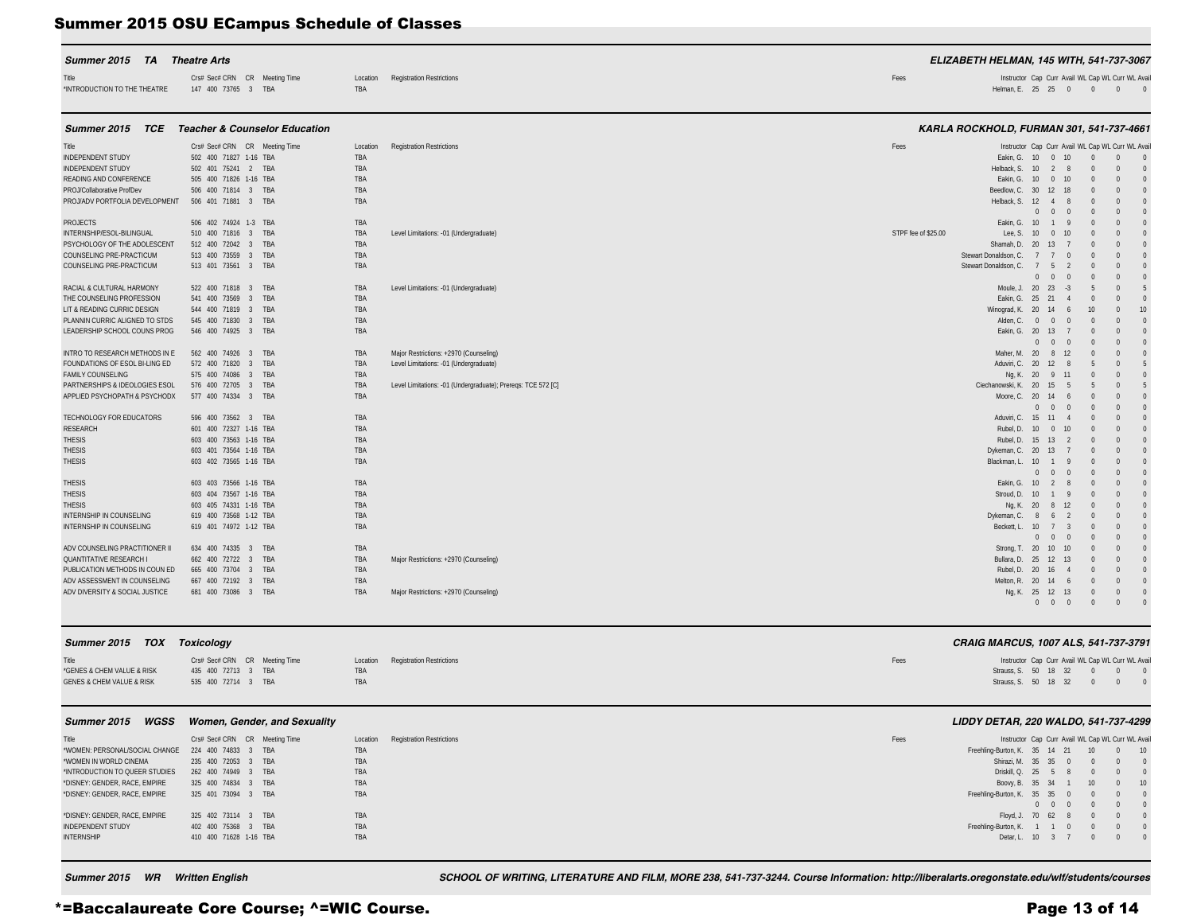## Summer 2015 TA Theatre Arts

**ELIZABETH HELMAN, 145 WITH, 541-737-3067**

| Title | Crs# | Sec# | CRN | CR | Meeting Time | Location | Registration Restrictions | Fees | Instructor | Cap | Curr | Avail | WL Cap | WL Curr | WL Avail |
|---|---|---|---|---|---|---|---|---|---|---|---|---|---|---|---|
| *INTRODUCTION TO THE THEATRE | 147 | 400 | 73765 | 3 | TBA | TBA | | | Helman, E. | 25 | 25 | 0 | 0 | 0 | 0 |

## Summer 2015 TCE Teacher & Counselor Education

**KARLA ROCKHOLD, FURMAN 301, 541-737-4661**

| Title | Crs# | Sec# | CRN | CR | Meeting Time | Location | Registration Restrictions | Fees | Instructor | Cap | Curr | Avail | WL Cap | WL Curr | WL Avail |
|---|---|---|---|---|---|---|---|---|---|---|---|---|---|---|---|
| INDEPENDENT STUDY | 502 | 400 | 71827 | 1-16 | TBA | TBA | | | Eakin, G. | 10 | 0 | 10 | 0 | 0 | 0 |
| INDEPENDENT STUDY | 502 | 401 | 75241 | 2 | TBA | TBA | | | Helback, S. | 10 | 2 | 8 | 0 | 0 | 0 |
| READING AND CONFERENCE | 505 | 400 | 71826 | 1-16 | TBA | TBA | | | Eakin, G. | 10 | 0 | 10 | 0 | 0 | 0 |
| PROJ/Collaborative ProfDev | 506 | 400 | 71814 | 3 | TBA | TBA | | | Beedlow, C. | 30 | 12 | 18 | 0 | 0 | 0 |
| PROJ/ADV PORTFOLIA DEVELOPMENT | 506 | 401 | 71881 | 3 | TBA | TBA | | | Helback, S. | 12 | 4 | 8 | 0 | 0 | 0 |
| | | | | | | | | | | 0 | 0 | 0 | 0 | 0 | 0 |
| PROJECTS | 506 | 402 | 74924 | 1-3 | TBA | TBA | | | Eakin, G. | 10 | 1 | 9 | 0 | 0 | 0 |
| INTERNSHIP/ESOL-BILINGUAL | 510 | 400 | 71816 | 3 | TBA | TBA | Level Limitations: -01 (Undergraduate) | STPF fee of $25.00 | Lee, S. | 10 | 0 | 10 | 0 | 0 | 0 |
| PSYCHOLOGY OF THE ADOLESCENT | 512 | 400 | 72042 | 3 | TBA | TBA | | | Shamah, D. | 20 | 13 | 7 | 0 | 0 | 0 |
| COUNSELING PRE-PRACTICUM | 513 | 400 | 73559 | 3 | TBA | TBA | | | Stewart Donaldson, C. | 7 | 7 | 0 | 0 | 0 | 0 |
| COUNSELING PRE-PRACTICUM | 513 | 401 | 73561 | 3 | TBA | TBA | | | Stewart Donaldson, C. | 7 | 5 | 2 | 0 | 0 | 0 |
| | | | | | | | | | | 0 | 0 | 0 | 0 | 0 | 0 |
| RACIAL & CULTURAL HARMONY | 522 | 400 | 71818 | 3 | TBA | TBA | Level Limitations: -01 (Undergraduate) | | Moule, J. | 20 | 23 | -3 | 5 | 0 | 5 |
| THE COUNSELING PROFESSION | 541 | 400 | 73569 | 3 | TBA | TBA | | | Eakin, G. | 25 | 21 | 4 | 0 | 0 | 0 |
| LIT & READING CURRIC DESIGN | 544 | 400 | 71819 | 3 | TBA | TBA | | | Winograd, K. | 20 | 14 | 6 | 10 | 0 | 10 |
| PLANNIN CURRIC ALIGNED TO STDS | 545 | 400 | 71830 | 3 | TBA | TBA | | | Alden, C. | 0 | 0 | 0 | 0 | 0 | 0 |
| LEADERSHIP SCHOOL COUNS PROG | 546 | 400 | 74925 | 3 | TBA | TBA | | | Eakin, G. | 20 | 13 | 7 | 0 | 0 | 0 |
| | | | | | | | | | | 0 | 0 | 0 | 0 | 0 | 0 |
| INTRO TO RESEARCH METHODS IN E | 562 | 400 | 74926 | 3 | TBA | TBA | Major Restrictions: +2970 (Counseling) | | Maher, M. | 20 | 8 | 12 | 0 | 0 | 0 |
| FOUNDATIONS OF ESOL BI-LING ED | 572 | 400 | 71820 | 3 | TBA | TBA | Level Limitations: -01 (Undergraduate) | | Aduviri, C. | 20 | 12 | 8 | 5 | 0 | 5 |
| FAMILY COUNSELING | 575 | 400 | 74086 | 3 | TBA | TBA | | | Ng, K. | 20 | 9 | 11 | 0 | 0 | 0 |
| PARTNERSHIPS & IDEOLOGIES ESOL | 576 | 400 | 72705 | 3 | TBA | TBA | Level Limitations: -01 (Undergraduate); Prereqs: TCE 572 [C] | | Ciechanowski, K. | 20 | 15 | 5 | 5 | 0 | 5 |
| APPLIED PSYCHOPATH & PSYCHODX | 577 | 400 | 74334 | 3 | TBA | TBA | | | Moore, C. | 20 | 14 | 6 | 0 | 0 | 0 |
| | | | | | | | | | | 0 | 0 | 0 | 0 | 0 | 0 |
| TECHNOLOGY FOR EDUCATORS | 596 | 400 | 73562 | 3 | TBA | TBA | | | Aduviri, C. | 15 | 11 | 4 | 0 | 0 | 0 |
| RESEARCH | 601 | 400 | 72327 | 1-16 | TBA | TBA | | | Rubel, D. | 10 | 0 | 10 | 0 | 0 | 0 |
| THESIS | 603 | 400 | 73563 | 1-16 | TBA | TBA | | | Rubel, D. | 15 | 13 | 2 | 0 | 0 | 0 |
| THESIS | 603 | 401 | 73564 | 1-16 | TBA | TBA | | | Dykeman, C. | 20 | 13 | 7 | 0 | 0 | 0 |
| THESIS | 603 | 402 | 73565 | 1-16 | TBA | TBA | | | Blackman, L. | 10 | 1 | 9 | 0 | 0 | 0 |
| | | | | | | | | | | 0 | 0 | 0 | 0 | 0 | 0 |
| THESIS | 603 | 403 | 73566 | 1-16 | TBA | TBA | | | Eakin, G. | 10 | 2 | 8 | 0 | 0 | 0 |
| THESIS | 603 | 404 | 73567 | 1-16 | TBA | TBA | | | Stroud, D. | 10 | 1 | 9 | 0 | 0 | 0 |
| THESIS | 603 | 405 | 74331 | 1-16 | TBA | TBA | | | Ng, K. | 20 | 8 | 12 | 0 | 0 | 0 |
| INTERNSHIP IN COUNSELING | 619 | 400 | 73568 | 1-12 | TBA | TBA | | | Dykeman, C. | 8 | 6 | 2 | 0 | 0 | 0 |
| INTERNSHIP IN COUNSELING | 619 | 401 | 74972 | 1-12 | TBA | TBA | | | Beckett, L. | 10 | 7 | 3 | 0 | 0 | 0 |
| | | | | | | | | | | 0 | 0 | 0 | 0 | 0 | 0 |
| ADV COUNSELING PRACTITIONER II | 634 | 400 | 74335 | 3 | TBA | TBA | | | Strong, T. | 20 | 10 | 10 | 0 | 0 | 0 |
| QUANTITATIVE RESEARCH I | 662 | 400 | 72722 | 3 | TBA | TBA | Major Restrictions: +2970 (Counseling) | | Bullara, D. | 25 | 12 | 13 | 0 | 0 | 0 |
| PUBLICATION METHODS IN COUN ED | 665 | 400 | 73704 | 3 | TBA | TBA | | | Rubel, D. | 20 | 16 | 4 | 0 | 0 | 0 |
| ADV ASSESSMENT IN COUNSELING | 667 | 400 | 72192 | 3 | TBA | TBA | | | Melton, R. | 20 | 14 | 6 | 0 | 0 | 0 |
| ADV DIVERSITY & SOCIAL JUSTICE | 681 | 400 | 73086 | 3 | TBA | TBA | Major Restrictions: +2970 (Counseling) | | Ng, K. | 25 | 12 | 13 | 0 | 0 | 0 |
| | | | | | | | | | | 0 | 0 | 0 | 0 | 0 | 0 |

## Summer 2015 TOX Toxicology

**CRAIG MARCUS, 1007 ALS, 541-737-3791**

| Title | Crs# | Sec# | CRN | CR | Meeting Time | Location | Registration Restrictions | Fees | Instructor | Cap | Curr | Avail | WL Cap | WL Curr | WL Avail |
|---|---|---|---|---|---|---|---|---|---|---|---|---|---|---|---|
| *GENES & CHEM VALUE & RISK | 435 | 400 | 72713 | 3 | TBA | TBA | | | Strauss, S. | 50 | 18 | 32 | 0 | 0 | 0 |
| GENES & CHEM VALUE & RISK | 535 | 400 | 72714 | 3 | TBA | TBA | | | Strauss, S. | 50 | 18 | 32 | 0 | 0 | 0 |

## Summer 2015 WGSS Women, Gender, and Sexuality

**LIDDY DETAR, 220 WALDO, 541-737-4299**

| Title | Crs# | Sec# | CRN | CR | Meeting Time | Location | Registration Restrictions | Fees | Instructor | Cap | Curr | Avail | WL Cap | WL Curr | WL Avail |
|---|---|---|---|---|---|---|---|---|---|---|---|---|---|---|---|
| *WOMEN: PERSONAL/SOCIAL CHANGE | 224 | 400 | 74833 | 3 | TBA | TBA | | | Freehling-Burton, K. | 35 | 14 | 21 | 10 | 0 | 10 |
| *WOMEN IN WORLD CINEMA | 235 | 400 | 72053 | 3 | TBA | TBA | | | Shirazi, M. | 35 | 35 | 0 | 0 | 0 | 0 |
| *INTRODUCTION TO QUEER STUDIES | 262 | 400 | 74949 | 3 | TBA | TBA | | | Driskill, Q. | 25 | 5 | 8 | 0 | 0 | 0 |
| *DISNEY: GENDER, RACE, EMPIRE | 325 | 400 | 74834 | 3 | TBA | TBA | | | Boovy, B. | 35 | 34 | 1 | 10 | 0 | 10 |
| *DISNEY: GENDER, RACE, EMPIRE | 325 | 401 | 73094 | 3 | TBA | TBA | | | Freehling-Burton, K. | 35 | 35 | 0 | 0 | 0 | 0 |
| | | | | | | | | | | 0 | 0 | 0 | 0 | 0 | 0 |
| *DISNEY: GENDER, RACE, EMPIRE | 325 | 402 | 73114 | 3 | TBA | TBA | | | Floyd, J. | 70 | 62 | 8 | 0 | 0 | 0 |
| INDEPENDENT STUDY | 402 | 400 | 75368 | 3 | TBA | TBA | | | Freehling-Burton, K. | 1 | 1 | 0 | 0 | 0 | 0 |
| INTERNSHIP | 410 | 400 | 71628 | 1-16 | TBA | TBA | | | Detar, L. | 10 | 3 | 7 | 0 | 0 | 0 |

## Summer 2015 WR Written English

**SCHOOL OF WRITING, LITERATURE AND FILM, MORE 238, 541-737-3244. Course Information: http://liberalarts.oregonstate.edu/wlf/students/courses**

*=Baccalaureate Core Course; ^=WIC Course.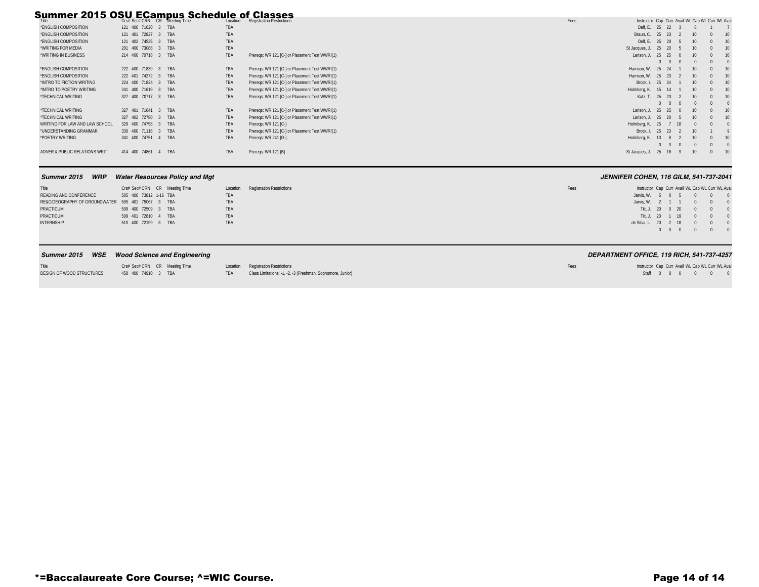# Summer 2015 OSU ECampus Schedule of Classes

| Title | Crs# | Sec# | CRN | CR | Meeting Time | Location | Registration Restrictions | Fees | Instructor | Cap | Curr | Avail | WL Cap | WL Curr | WL Avail |
|---|---|---|---|---|---|---|---|---|---|---|---|---|---|---|---|
| *ENGLISH COMPOSITION | 121 | 400 | 71620 | 3 | TBA | TBA | | | Delf, E. | 25 | 22 | 3 | 8 | 1 | 7 |
| *ENGLISH COMPOSITION | 121 | 401 | 72827 | 3 | TBA | TBA | | | Braun, C. | 25 | 23 | 2 | 10 | 0 | 10 |
| *ENGLISH COMPOSITION | 121 | 402 | 74535 | 3 | TBA | TBA | | | Delf, E. | 25 | 20 | 5 | 10 | 0 | 10 |
| *WRITING FOR MEDIA | 201 | 400 | 73088 | 3 | TBA | TBA | | | St Jacques, J. | 25 | 20 | 5 | 10 | 0 | 10 |
| *WRITING IN BUSINESS | 214 | 400 | 70718 | 3 | TBA | TBA | Prereqs: WR 121 [C-] or Placement Test WWRI(1) | | Larison, J. | 25 | 25 | 0 | 10 | 0 | 10 |
| | | | | | | | | | | 0 | 0 | 0 | 0 | 0 | 0 |
| *ENGLISH COMPOSITION | 222 | 400 | 71839 | 3 | TBA | TBA | Prereqs: WR 121 [C-] or Placement Test WWRI(1) | | Harrison, W. | 25 | 24 | 1 | 10 | 0 | 10 |
| *ENGLISH COMPOSITION | 222 | 401 | 74272 | 3 | TBA | TBA | Prereqs: WR 121 [C-] or Placement Test WWRI(1) | | Harrison, W. | 25 | 23 | 2 | 10 | 0 | 10 |
| *INTRO TO FICTION WRITING | 224 | 400 | 71824 | 3 | TBA | TBA | Prereqs: WR 121 [C-] or Placement Test WWRI(1) | | Brock, I. | 25 | 24 | 1 | 10 | 0 | 10 |
| *INTRO TO POETRY WRITING | 241 | 400 | 71619 | 3 | TBA | TBA | Prereqs: WR 121 [C-] or Placement Test WWRI(1) | | Holmberg, K. | 15 | 14 | 1 | 10 | 0 | 10 |
| *TECHNICAL WRITING | 327 | 400 | 70717 | 3 | TBA | TBA | Prereqs: WR 121 [C-] or Placement Test WWRI(1) | | Katz, T. | 25 | 23 | 2 | 10 | 0 | 10 |
| | | | | | | | | | | 0 | 0 | 0 | 0 | 0 | 0 |
| *TECHNICAL WRITING | 327 | 401 | 71641 | 3 | TBA | TBA | Prereqs: WR 121 [C-] or Placement Test WWRI(1) | | Larison, J. | 25 | 25 | 0 | 10 | 0 | 10 |
| *TECHNICAL WRITING | 327 | 402 | 72780 | 3 | TBA | TBA | Prereqs: WR 121 [C-] or Placement Test WWRI(1) | | Larison, J. | 25 | 20 | 5 | 10 | 0 | 10 |
| WRITING FOR LAW AND LAW SCHOOL | 329 | 400 | 74758 | 3 | TBA | TBA | Prereqs: WR 121 [C-] | | Holmberg, K. | 25 | 7 | 18 | 0 | 0 | 0 |
| *UNDERSTANDING GRAMMAR | 330 | 400 | 71116 | 3 | TBA | TBA | Prereqs: WR 121 [C-] or Placement Test WWRI(1) | | Brock, I. | 25 | 23 | 2 | 10 | 1 | 9 |
| *POETRY WRITING | 341 | 400 | 74751 | 4 | TBA | TBA | Prereqs: WR 241 [D-] | | Holmberg, K. | 10 | 8 | 2 | 10 | 0 | 10 |
| | | | | | | | | | | 0 | 0 | 0 | 0 | 0 | 0 |
| ADVER & PUBLIC RELATIONS WRIT | 414 | 400 | 74861 | 4 | TBA | TBA | Prereqs: WR 121 [B] | | St Jacques, J. | 25 | 16 | 9 | 10 | 0 | 10 |

## Summer 2015 WRP Water Resources Policy and Mgt

**JENNIFER COHEN, 116 GILM, 541-737-2041**

| Title | Crs# | Sec# | CRN | CR | Meeting Time | Location | Registration Restrictions | Fees | Instructor | Cap | Curr | Avail | WL Cap | WL Curr | WL Avail |
|---|---|---|---|---|---|---|---|---|---|---|---|---|---|---|---|
| READING AND CONFERENCE | 505 | 400 | 73812 | 1-16 | TBA | TBA | | | Jarvis, W. | 5 | 0 | 5 | 0 | 0 | 0 |
| RE&C/GEOGRAPHY OF GROUNDWATER | 505 | 401 | 75067 | 3 | TBA | TBA | | | Jarvis, W. | 2 | 1 | 1 | 0 | 0 | 0 |
| PRACTICUM | 509 | 400 | 72509 | 3 | TBA | TBA | | | Tilt, J. | 20 | 0 | 20 | 0 | 0 | 0 |
| PRACTICUM | 509 | 401 | 72810 | 4 | TBA | TBA | | | Tilt, J. | 20 | 1 | 19 | 0 | 0 | 0 |
| INTERNSHIP | 510 | 400 | 72199 | 3 | TBA | TBA | | | de Silva, L. | 20 | 2 | 18 | 0 | 0 | 0 |
| | | | | | | | | | | 0 | 0 | 0 | 0 | 0 | 0 |

## Summer 2015 WSE Wood Science and Engineering

**DEPARTMENT OFFICE, 119 RICH, 541-737-4257**

| Title | Crs# | Sec# | CRN | CR | Meeting Time | Location | Registration Restrictions | Fees | Instructor | Cap | Curr | Avail | WL Cap | WL Curr | WL Avail |
|---|---|---|---|---|---|---|---|---|---|---|---|---|---|---|---|
| DESIGN OF WOOD STRUCTURES | 458 | 400 | 74910 | 3 | TBA | TBA | Class Limitations: -1, -2, -3 (Freshman, Sophomore, Junior) | | Staff | 0 | 0 | 0 | 0 | 0 | 0 |

*=Baccalaureate Core Course; ^=WIC Course.